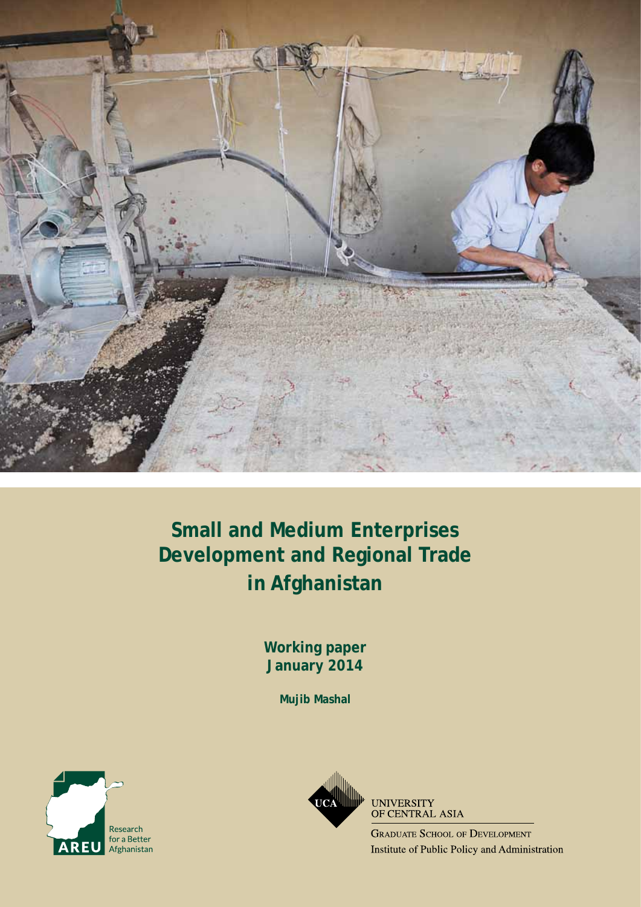# Small and Medium Enterprises Development and Regional Trade in Afghanistan

**Working paper**
**January 2014**

**Mujib Mashal**

AREU
Research for a Better Afghanistan

UCA
UNIVERSITY OF CENTRAL ASIA
GRADUATE SCHOOL OF DEVELOPMENT
Institute of Public Policy and Administration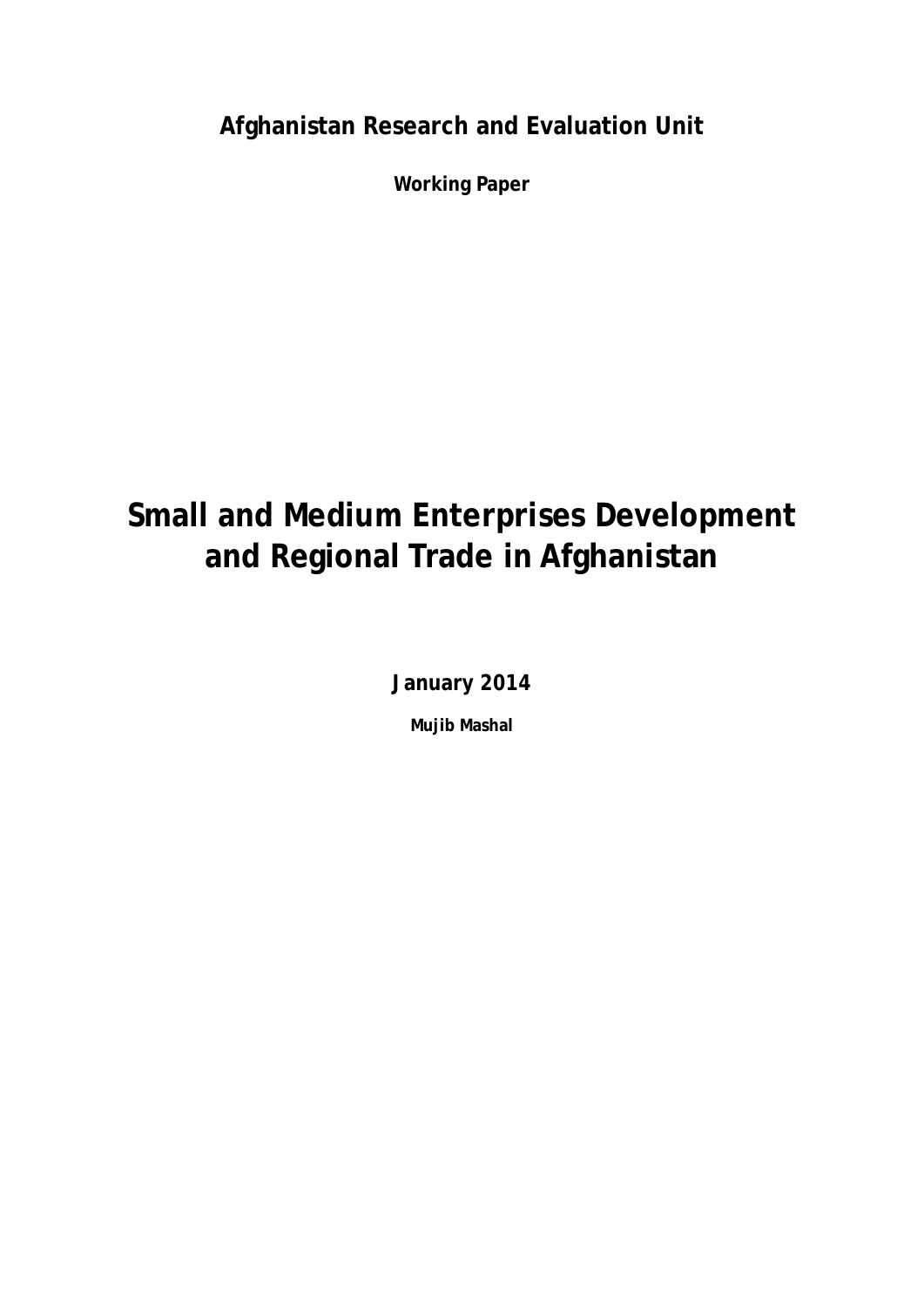**Afghanistan Research and Evaluation Unit**

**Working Paper**

# Small and Medium Enterprises Development and Regional Trade in Afghanistan

**January 2014**

**Mujib Mashal**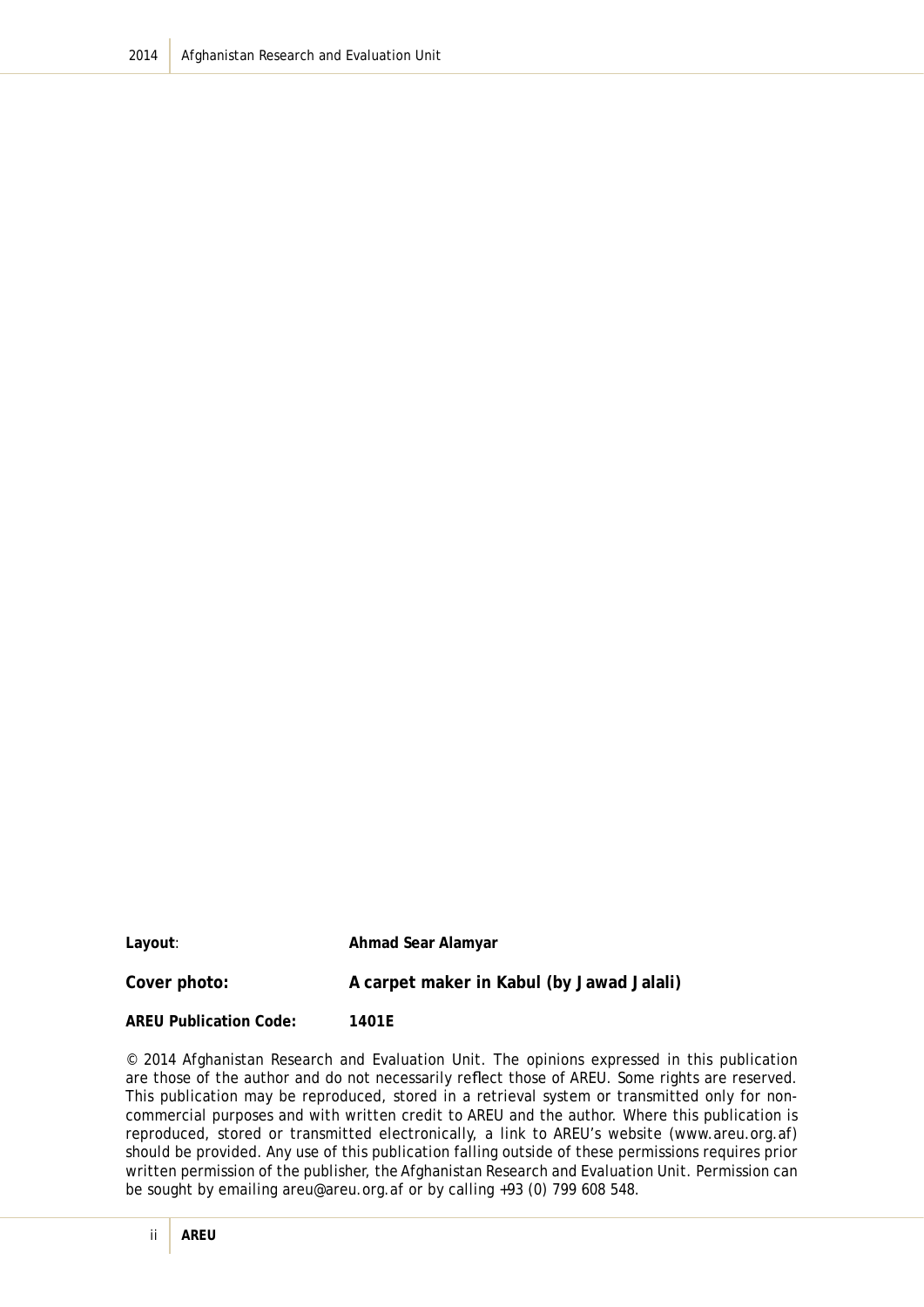**Layout**: **Ahmad Sear Alamyar**

**Cover photo:** **A carpet maker in Kabul (by Jawad Jalali)**

**AREU Publication Code:** **1401E**

© 2014 Afghanistan Research and Evaluation Unit. The opinions expressed in this publication are those of the author and do not necessarily reflect those of AREU. Some rights are reserved. This publication may be reproduced, stored in a retrieval system or transmitted only for non-commercial purposes and with written credit to AREU and the author. Where this publication is reproduced, stored or transmitted electronically, a link to AREU's website (www.areu.org.af) should be provided. Any use of this publication falling outside of these permissions requires prior written permission of the publisher, the Afghanistan Research and Evaluation Unit. Permission can be sought by emailing areu@areu.org.af or by calling +93 (0) 799 608 548.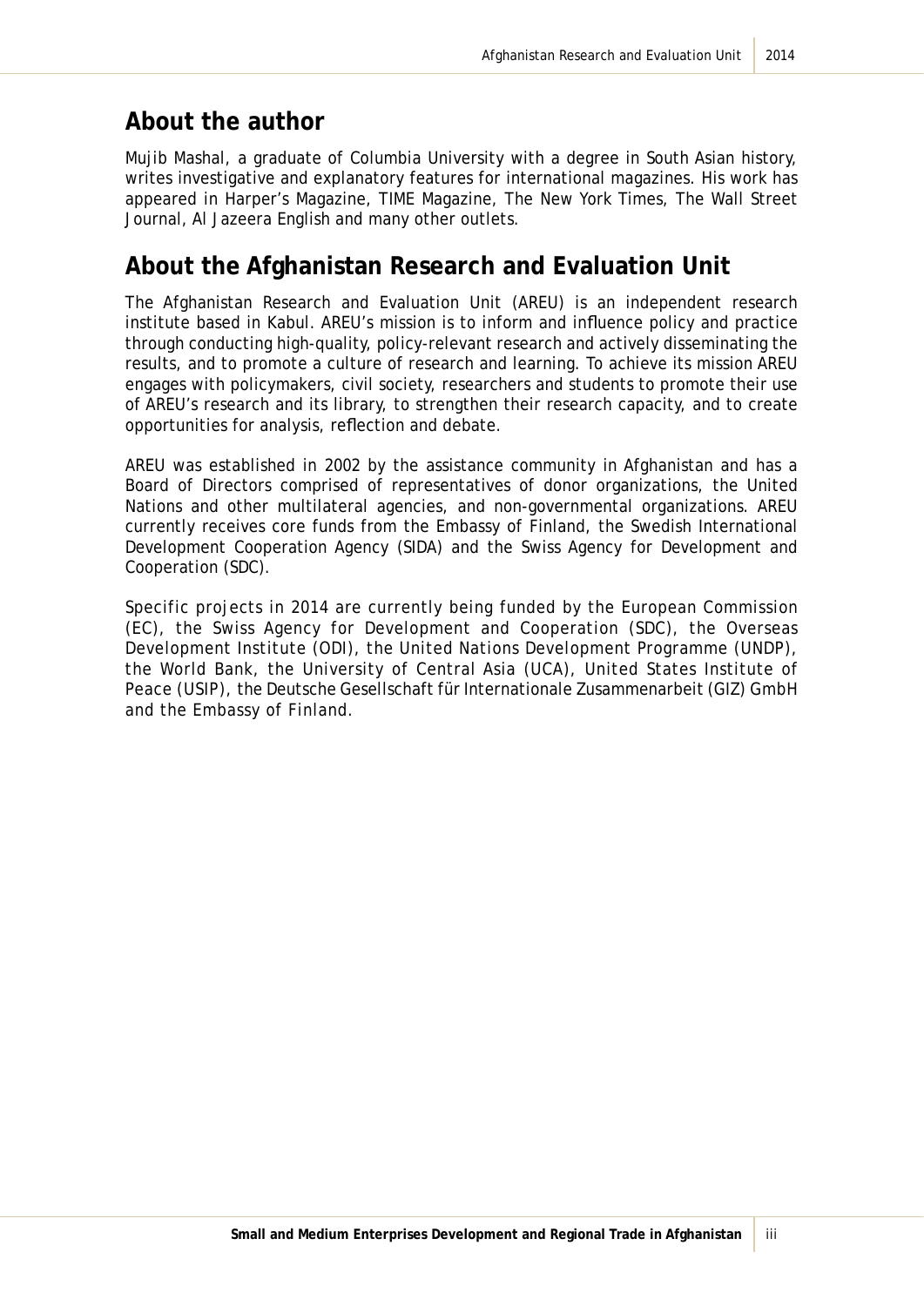## About the author

Mujib Mashal, a graduate of Columbia University with a degree in South Asian history, writes investigative and explanatory features for international magazines. His work has appeared in Harper's Magazine, TIME Magazine, The New York Times, The Wall Street Journal, Al Jazeera English and many other outlets.

## About the Afghanistan Research and Evaluation Unit

The Afghanistan Research and Evaluation Unit (AREU) is an independent research institute based in Kabul. AREU's mission is to inform and influence policy and practice through conducting high-quality, policy-relevant research and actively disseminating the results, and to promote a culture of research and learning. To achieve its mission AREU engages with policymakers, civil society, researchers and students to promote their use of AREU's research and its library, to strengthen their research capacity, and to create opportunities for analysis, reflection and debate.

AREU was established in 2002 by the assistance community in Afghanistan and has a Board of Directors comprised of representatives of donor organizations, the United Nations and other multilateral agencies, and non-governmental organizations. AREU currently receives core funds from the Embassy of Finland, the Swedish International Development Cooperation Agency (SIDA) and the Swiss Agency for Development and Cooperation (SDC).

Specific projects in 2014 are currently being funded by the European Commission (EC), the Swiss Agency for Development and Cooperation (SDC), the Overseas Development Institute (ODI), the United Nations Development Programme (UNDP), the World Bank, the University of Central Asia (UCA), United States Institute of Peace (USIP), the Deutsche Gesellschaft für Internationale Zusammenarbeit (GIZ) GmbH and the Embassy of Finland.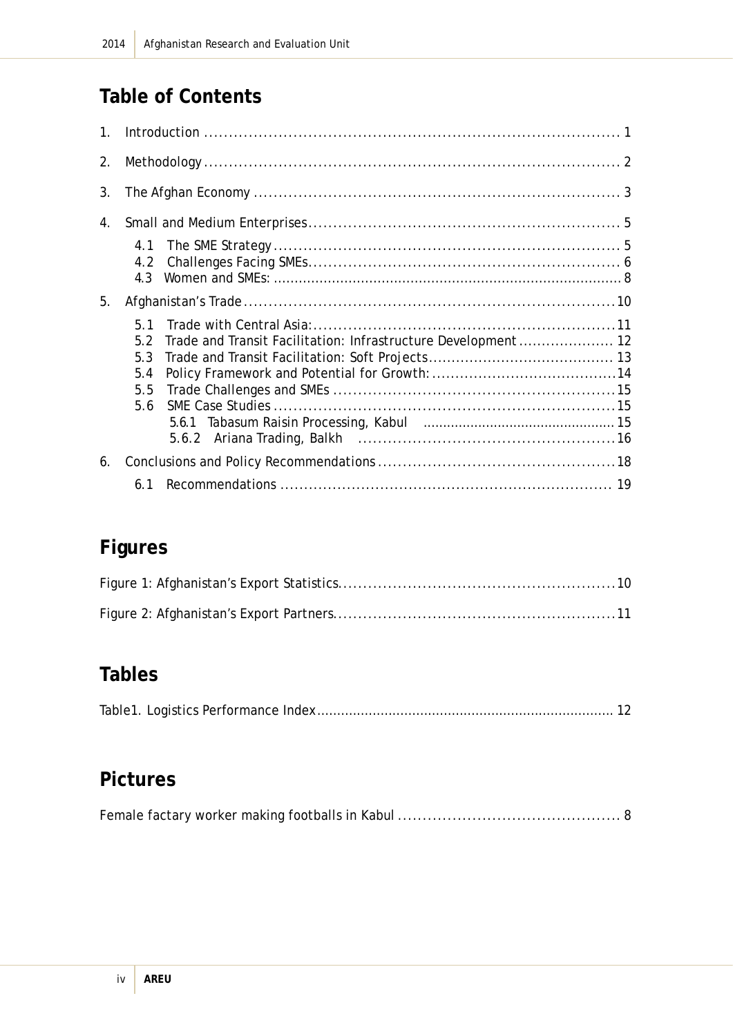## Table of Contents

1. Introduction ........................................................................................ 1
2. Methodology........................................................................................ 2
3. The Afghan Economy ............................................................................ 3
4. Small and Medium Enterprises................................................................ 5
   - 4.1 The SME Strategy....................................................................... 5
   - 4.2 Challenges Facing SMEs............................................................... 6
   - 4.3 Women and SMEs: ...................................................................... 8
5. Afghanistan's Trade............................................................................. 10
   - 5.1 Trade with Central Asia:............................................................. 11
   - 5.2 Trade and Transit Facilitation: Infrastructure Development ..................... 12
   - 5.3 Trade and Transit Facilitation: Soft Projects......................................... 13
   - 5.4 Policy Framework and Potential for Growth:........................................14
   - 5.5 Trade Challenges and SMEs .........................................................15
   - 5.6 SME Case Studies .....................................................................15
     - 5.6.1 Tabasum Raisin Processing, Kabul .............................................15
     - 5.6.2 Ariana Trading, Balkh ..............................................................16
6. Conclusions and Policy Recommendations ................................................18
   - 6.1 Recommendations ..................................................................... 19

## Figures

Figure 1: Afghanistan's Export Statistics.........................................................10

Figure 2: Afghanistan's Export Partners..........................................................11

## Tables

Table1. Logistics Performance Index.............................................................. 12

## Pictures

Female factary worker making footballs in Kabul ............................................. 8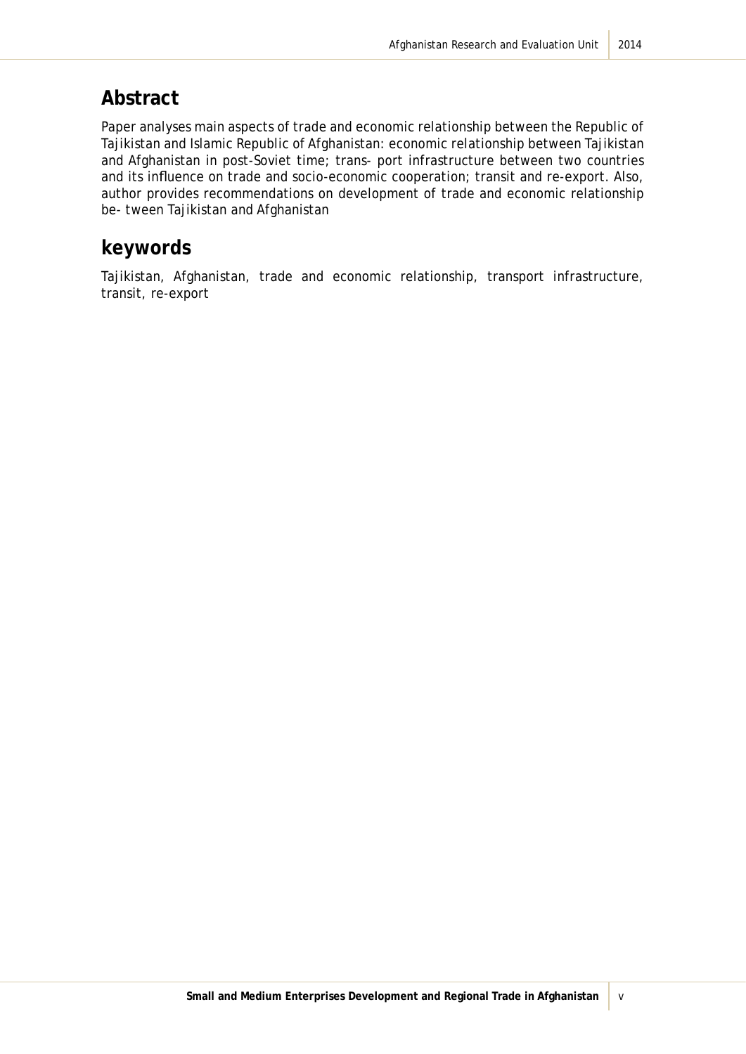## Abstract

Paper analyses main aspects of trade and economic relationship between the Republic of Tajikistan and Islamic Republic of Afghanistan: economic relationship between Tajikistan and Afghanistan in post-Soviet time; trans- port infrastructure between two countries and its influence on trade and socio-economic cooperation; transit and re-export. Also, author provides recommendations on development of trade and economic relationship be- tween Tajikistan and Afghanistan

## keywords

Tajikistan, Afghanistan, trade and economic relationship, transport infrastructure, transit, re-export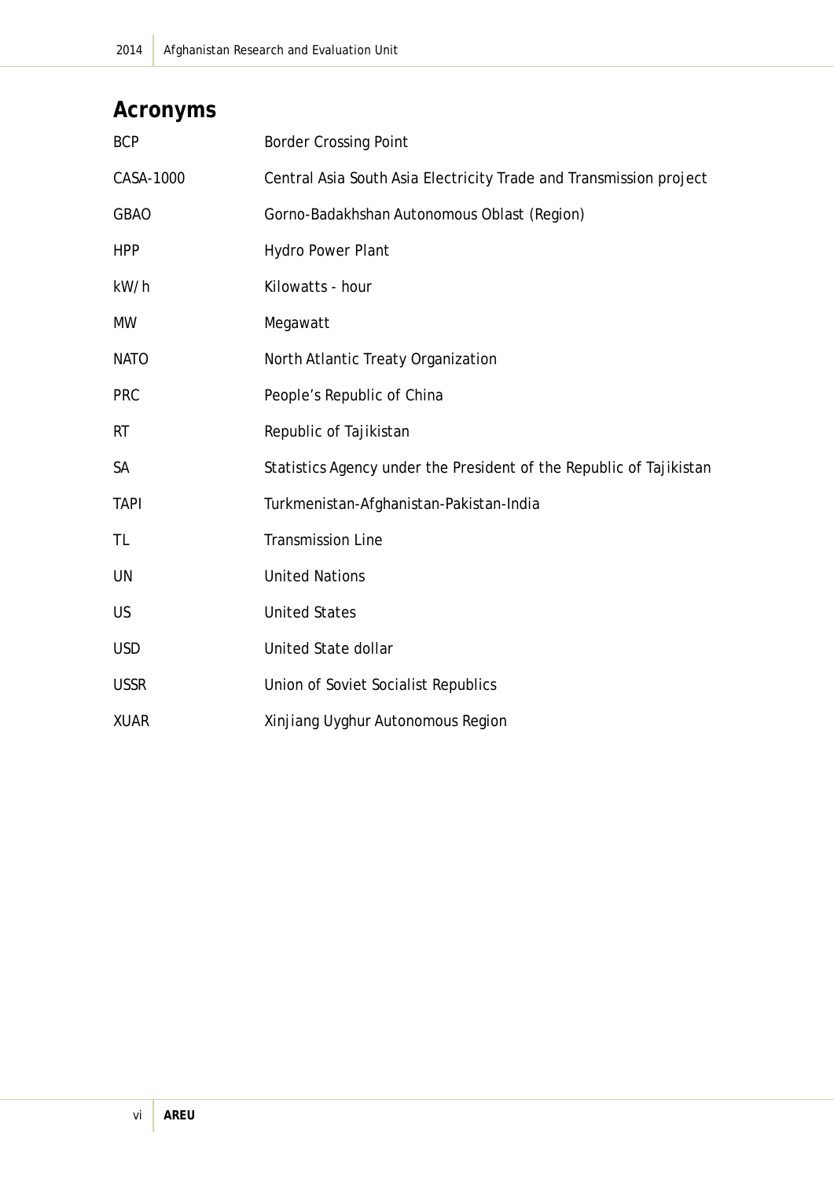# Acronyms

| | |
|---|---|
| BCP | Border Crossing Point |
| CASA-1000 | Central Asia South Asia Electricity Trade and Transmission project |
| GBAO | Gorno-Badakhshan Autonomous Oblast (Region) |
| HPP | Hydro Power Plant |
| kW/h | Kilowatts - hour |
| MW | Megawatt |
| NATO | North Atlantic Treaty Organization |
| PRC | People's Republic of China |
| RT | Republic of Tajikistan |
| SA | Statistics Agency under the President of the Republic of Tajikistan |
| TAPI | Turkmenistan-Afghanistan-Pakistan-India |
| TL | Transmission Line |
| UN | United Nations |
| US | United States |
| USD | United State dollar |
| USSR | Union of Soviet Socialist Republics |
| XUAR | Xinjiang Uyghur Autonomous Region |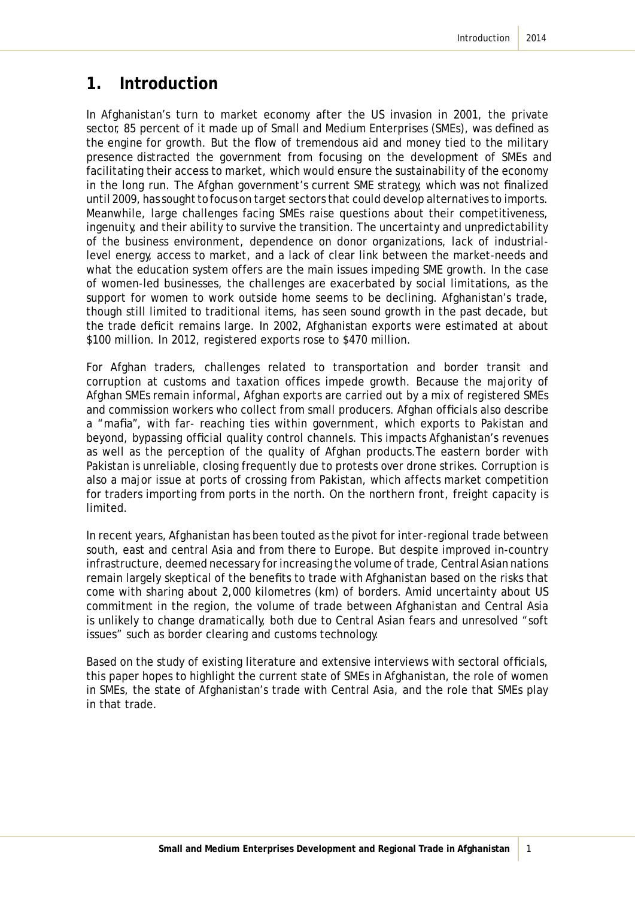# 1. Introduction

In Afghanistan's turn to market economy after the US invasion in 2001, the private sector, 85 percent of it made up of Small and Medium Enterprises (SMEs), was defined as the engine for growth. But the flow of tremendous aid and money tied to the military presence distracted the government from focusing on the development of SMEs and facilitating their access to market, which would ensure the sustainability of the economy in the long run. The Afghan government's current SME strategy, which was not finalized until 2009, has sought to focus on target sectors that could develop alternatives to imports. Meanwhile, large challenges facing SMEs raise questions about their competitiveness, ingenuity, and their ability to survive the transition. The uncertainty and unpredictability of the business environment, dependence on donor organizations, lack of industrial-level energy, access to market, and a lack of clear link between the market-needs and what the education system offers are the main issues impeding SME growth. In the case of women-led businesses, the challenges are exacerbated by social limitations, as the support for women to work outside home seems to be declining. Afghanistan's trade, though still limited to traditional items, has seen sound growth in the past decade, but the trade deficit remains large. In 2002, Afghanistan exports were estimated at about $100 million. In 2012, registered exports rose to $470 million.

For Afghan traders, challenges related to transportation and border transit and corruption at customs and taxation offices impede growth. Because the majority of Afghan SMEs remain informal, Afghan exports are carried out by a mix of registered SMEs and commission workers who collect from small producers. Afghan officials also describe a "mafia", with far- reaching ties within government, which exports to Pakistan and beyond, bypassing official quality control channels. This impacts Afghanistan's revenues as well as the perception of the quality of Afghan products.The eastern border with Pakistan is unreliable, closing frequently due to protests over drone strikes. Corruption is also a major issue at ports of crossing from Pakistan, which affects market competition for traders importing from ports in the north. On the northern front, freight capacity is limited.

In recent years, Afghanistan has been touted as the pivot for inter-regional trade between south, east and central Asia and from there to Europe. But despite improved in-country infrastructure, deemed necessary for increasing the volume of trade, Central Asian nations remain largely skeptical of the benefits to trade with Afghanistan based on the risks that come with sharing about 2,000 kilometres (km) of borders. Amid uncertainty about US commitment in the region, the volume of trade between Afghanistan and Central Asia is unlikely to change dramatically, both due to Central Asian fears and unresolved "soft issues" such as border clearing and customs technology.

Based on the study of existing literature and extensive interviews with sectoral officials, this paper hopes to highlight the current state of SMEs in Afghanistan, the role of women in SMEs, the state of Afghanistan's trade with Central Asia, and the role that SMEs play in that trade.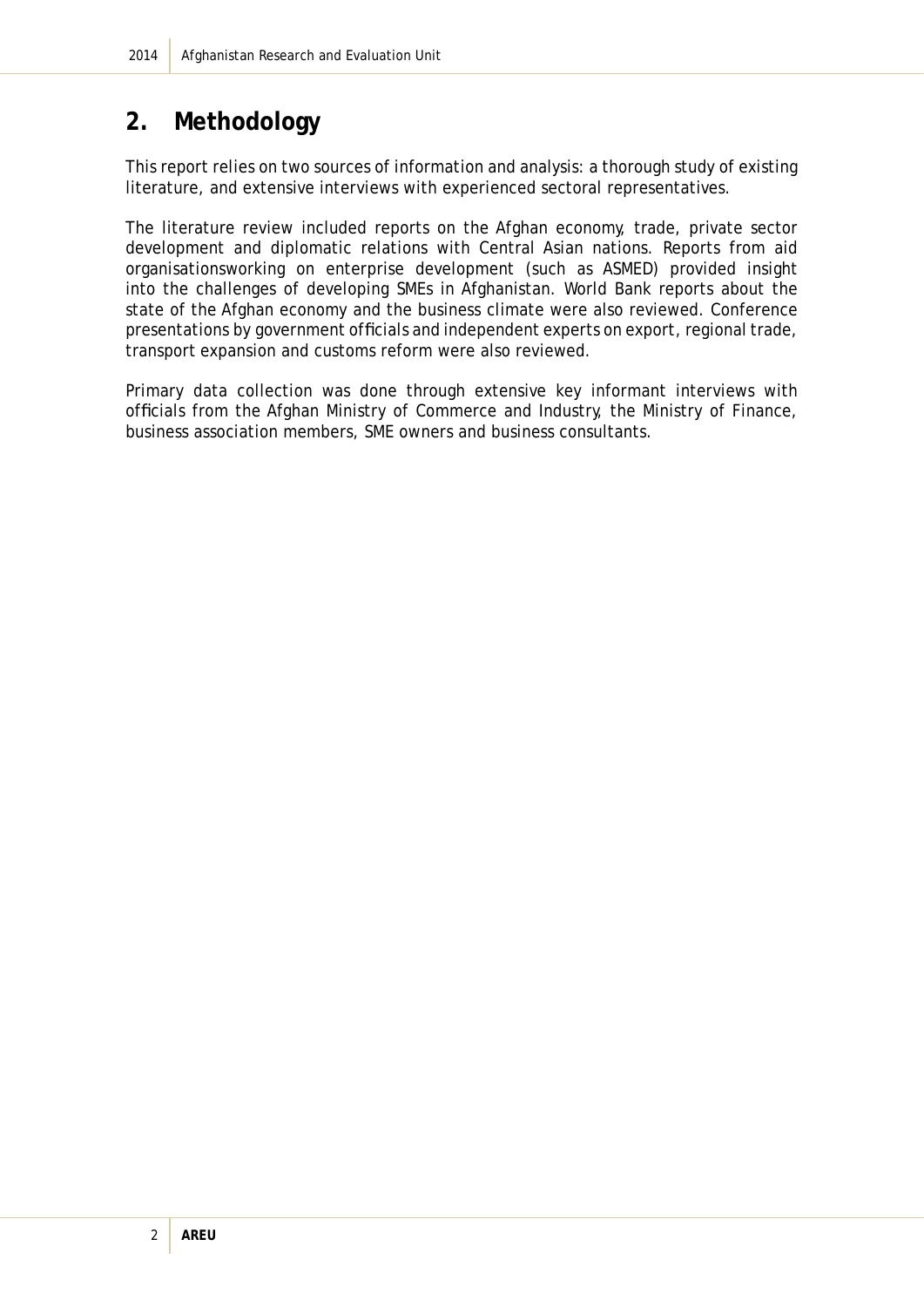## 2. Methodology

This report relies on two sources of information and analysis: a thorough study of existing literature, and extensive interviews with experienced sectoral representatives.

The literature review included reports on the Afghan economy, trade, private sector development and diplomatic relations with Central Asian nations. Reports from aid organisationsworking on enterprise development (such as ASMED) provided insight into the challenges of developing SMEs in Afghanistan. World Bank reports about the state of the Afghan economy and the business climate were also reviewed. Conference presentations by government officials and independent experts on export, regional trade, transport expansion and customs reform were also reviewed.

Primary data collection was done through extensive key informant interviews with officials from the Afghan Ministry of Commerce and Industry, the Ministry of Finance, business association members, SME owners and business consultants.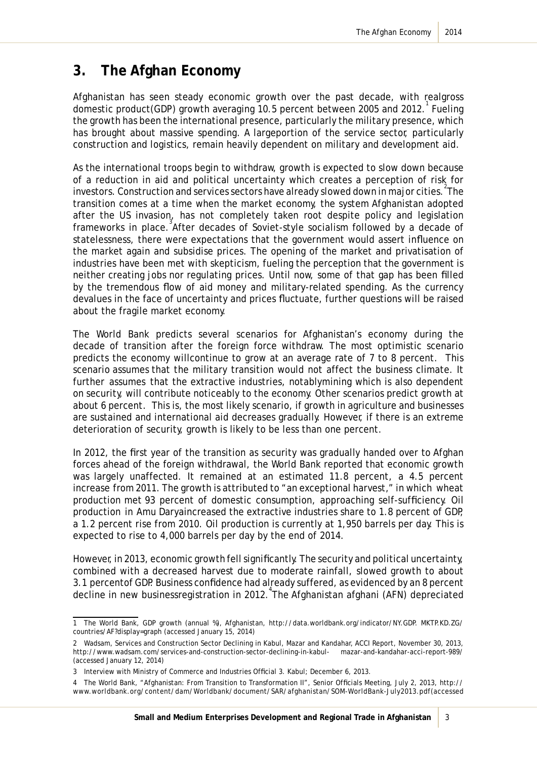## 3. The Afghan Economy

Afghanistan has seen steady economic growth over the past decade, with realgross domestic product(GDP) growth averaging 10.5 percent between 2005 and 2012.[1] Fueling the growth has been the international presence, particularly the military presence, which has brought about massive spending. A largeportion of the service sector, particularly construction and logistics, remain heavily dependent on military and development aid.

As the international troops begin to withdraw, growth is expected to slow down because of a reduction in aid and political uncertainty which creates a perception of risk for investors. Construction and services sectors have already slowed down in major cities.[2] The transition comes at a time when the market economy, the system Afghanistan adopted after the US invasion, has not completely taken root despite policy and legislation frameworks in place.[3] After decades of Soviet-style socialism followed by a decade of statelessness, there were expectations that the government would assert influence on the market again and subsidise prices. The opening of the market and privatisation of industries have been met with skepticism, fueling the perception that the government is neither creating jobs nor regulating prices. Until now, some of that gap has been filled by the tremendous flow of aid money and military-related spending. As the currency devalues in the face of uncertainty and prices fluctuate, further questions will be raised about the fragile market economy.

The World Bank predicts several scenarios for Afghanistan's economy during the decade of transition after the foreign force withdraw. The most optimistic scenario predicts the economy willcontinue to grow at an average rate of 7 to 8 percent. This scenario assumes that the military transition would not affect the business climate. It further assumes that the extractive industries, notablymining which is also dependent on security, will contribute noticeably to the economy. Other scenarios predict growth at about 6 percent. This is, the most likely scenario, if growth in agriculture and businesses are sustained and international aid decreases gradually. However, if there is an extreme deterioration of security, growth is likely to be less than one percent.

In 2012, the first year of the transition as security was gradually handed over to Afghan forces ahead of the foreign withdrawal, the World Bank reported that economic growth was largely unaffected. It remained at an estimated 11.8 percent, a 4.5 percent increase from 2011. The growth is attributed to "an exceptional harvest," in which wheat production met 93 percent of domestic consumption, approaching self-sufficiency. Oil production in Amu Daryaincreased the extractive industries share to 1.8 percent of GDP, a 1.2 percent rise from 2010. Oil production is currently at 1,950 barrels per day. This is expected to rise to 4,000 barrels per day by the end of 2014.

However, in 2013, economic growth fell significantly. The security and political uncertainty, combined with a decreased harvest due to moderate rainfall, slowed growth to about 3.1 percentof GDP. Business confidence had already suffered, as evidenced by an 8 percent decline in new businessregistration in 2012.[4] The Afghanistan afghani (AFN) depreciated

---

1 The World Bank, GDP growth (annual %), Afghanistan, http://data.worldbank.org/indicator/NY.GDP. MKTP.KD.ZG/countries/AF?display=graph (accessed January 15, 2014)

2 Wadsam, Services and Construction Sector Declining in Kabul, Mazar and Kandahar, ACCI Report, November 30, 2013, http://www.wadsam.com/services-and-construction-sector-declining-in-kabul- mazar-and-kandahar-acci-report-989/ (accessed January 12, 2014)

3 Interview with Ministry of Commerce and Industries Official 3. Kabul; December 6, 2013.

4 The World Bank, "Afghanistan: From Transition to Transformation II", Senior Officials Meeting, July 2, 2013, http://www.worldbank.org/content/dam/Worldbank/document/SAR/afghanistan/SOM-WorldBank-July2013.pdf(accessed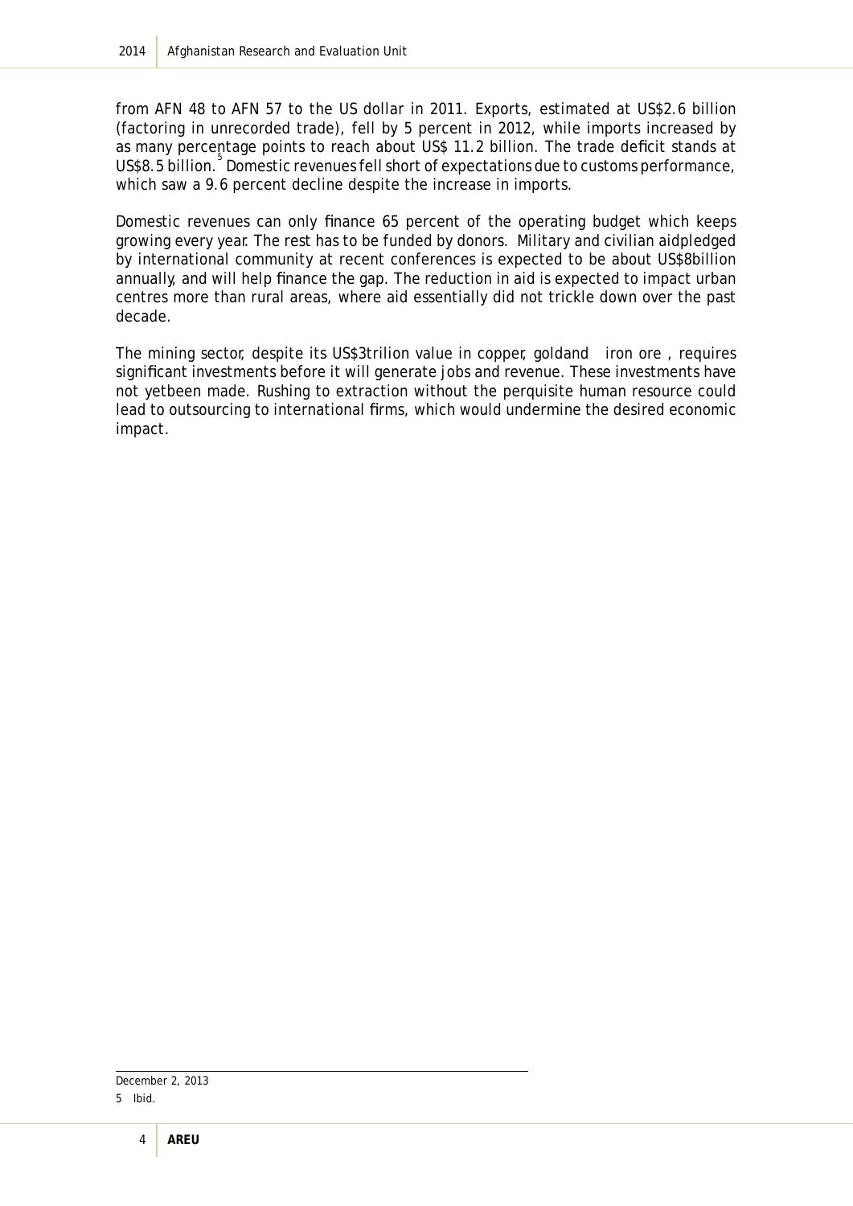from AFN 48 to AFN 57 to the US dollar in 2011. Exports, estimated at US$2.6 billion (factoring in unrecorded trade), fell by 5 percent in 2012, while imports increased by as many percentage points to reach about US$ 11.2 billion. The trade deficit stands at US$8.5 billion.[5] Domestic revenues fell short of expectations due to customs performance, which saw a 9.6 percent decline despite the increase in imports.

Domestic revenues can only finance 65 percent of the operating budget which keeps growing every year. The rest has to be funded by donors. Military and civilian aidpledged by international community at recent conferences is expected to be about US$8billion annually, and will help finance the gap. The reduction in aid is expected to impact urban centres more than rural areas, where aid essentially did not trickle down over the past decade.

The mining sector, despite its US$3trilion value in copper, goldand iron ore , requires significant investments before it will generate jobs and revenue. These investments have not yetbeen made. Rushing to extraction without the perquisite human resource could lead to outsourcing to international firms, which would undermine the desired economic impact.

---

December 2, 2013

5 Ibid.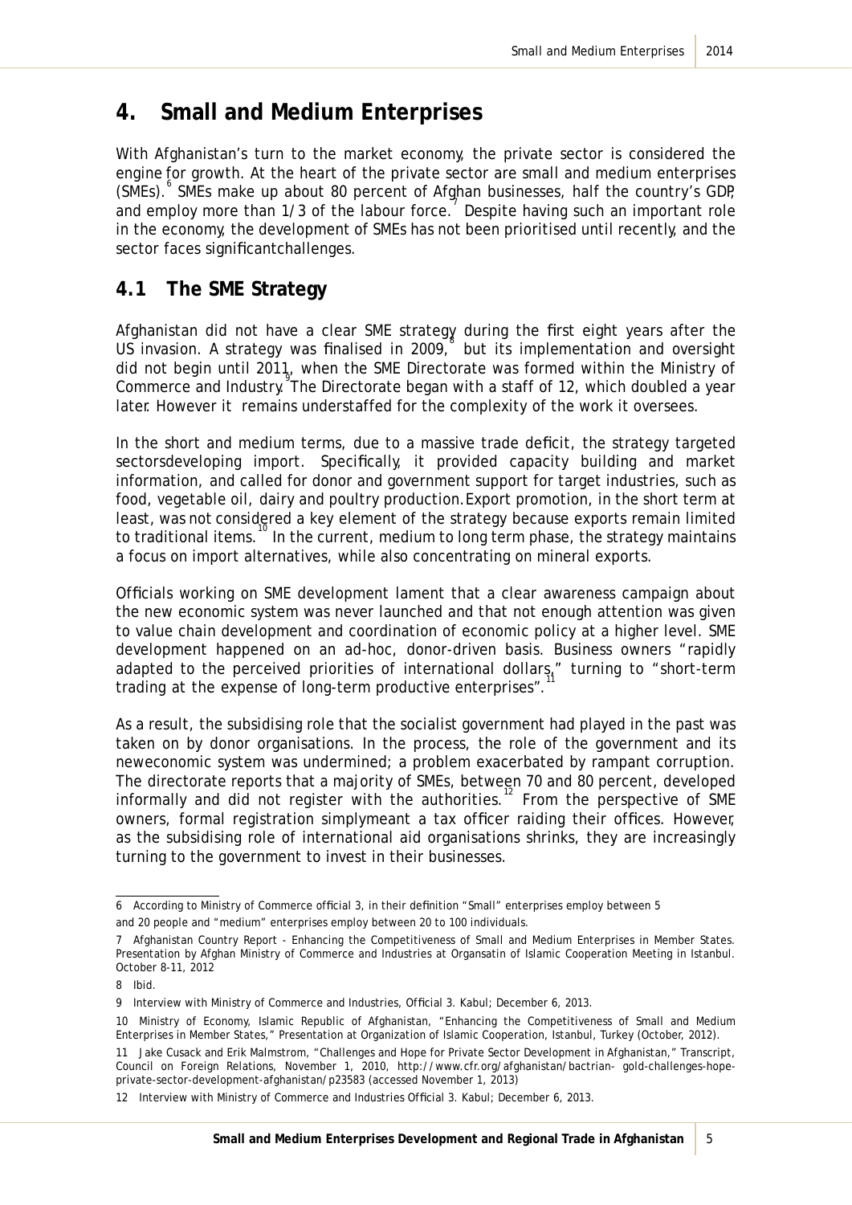# 4. Small and Medium Enterprises

With Afghanistan's turn to the market economy, the private sector is considered the engine for growth. At the heart of the private sector are small and medium enterprises (SMEs).[6] SMEs make up about 80 percent of Afghan businesses, half the country's GDP, and employ more than 1/3 of the labour force.[7] Despite having such an important role in the economy, the development of SMEs has not been prioritised until recently, and the sector faces significantchallenges.

## 4.1 The SME Strategy

Afghanistan did not have a clear SME strategy during the first eight years after the US invasion. A strategy was finalised in 2009,[8] but its implementation and oversight did not begin until 2011, when the SME Directorate was formed within the Ministry of Commerce and Industry.[9] The Directorate began with a staff of 12, which doubled a year later. However it remains understaffed for the complexity of the work it oversees.

In the short and medium terms, due to a massive trade deficit, the strategy targeted sectorsdeveloping import. Specifically, it provided capacity building and market information, and called for donor and government support for target industries, such as food, vegetable oil, dairy and poultry production. Export promotion, in the short term at least, was not considered a key element of the strategy because exports remain limited to traditional items.[10] In the current, medium to long term phase, the strategy maintains a focus on import alternatives, while also concentrating on mineral exports.

Officials working on SME development lament that a clear awareness campaign about the new economic system was never launched and that not enough attention was given to value chain development and coordination of economic policy at a higher level. SME development happened on an ad-hoc, donor-driven basis. Business owners "rapidly adapted to the perceived priorities of international dollars," turning to "short-term trading at the expense of long-term productive enterprises".[11]

As a result, the subsidising role that the socialist government had played in the past was taken on by donor organisations. In the process, the role of the government and its neweconomic system was undermined; a problem exacerbated by rampant corruption. The directorate reports that a majority of SMEs, between 70 and 80 percent, developed informally and did not register with the authorities.[12] From the perspective of SME owners, formal registration simplymeant a tax officer raiding their offices. However, as the subsidising role of international aid organisations shrinks, they are increasingly turning to the government to invest in their businesses.

---

6 According to Ministry of Commerce official 3, in their definition "Small" enterprises employ between 5 and 20 people and "medium" enterprises employ between 20 to 100 individuals.

7 Afghanistan Country Report - Enhancing the Competitiveness of Small and Medium Enterprises in Member States. Presentation by Afghan Ministry of Commerce and Industries at Organsatin of Islamic Cooperation Meeting in Istanbul. October 8-11, 2012

8 Ibid.

9 Interview with Ministry of Commerce and Industries, Official 3. Kabul; December 6, 2013.

10 Ministry of Economy, Islamic Republic of Afghanistan, "Enhancing the Competitiveness of Small and Medium Enterprises in Member States," Presentation at Organization of Islamic Cooperation, Istanbul, Turkey (October, 2012).

11 Jake Cusack and Erik Malmstrom, "Challenges and Hope for Private Sector Development in Afghanistan," Transcript, Council on Foreign Relations, November 1, 2010, http://www.cfr.org/afghanistan/bactrian- gold-challenges-hope-private-sector-development-afghanistan/p23583 (accessed November 1, 2013)

12 Interview with Ministry of Commerce and Industries Official 3. Kabul; December 6, 2013.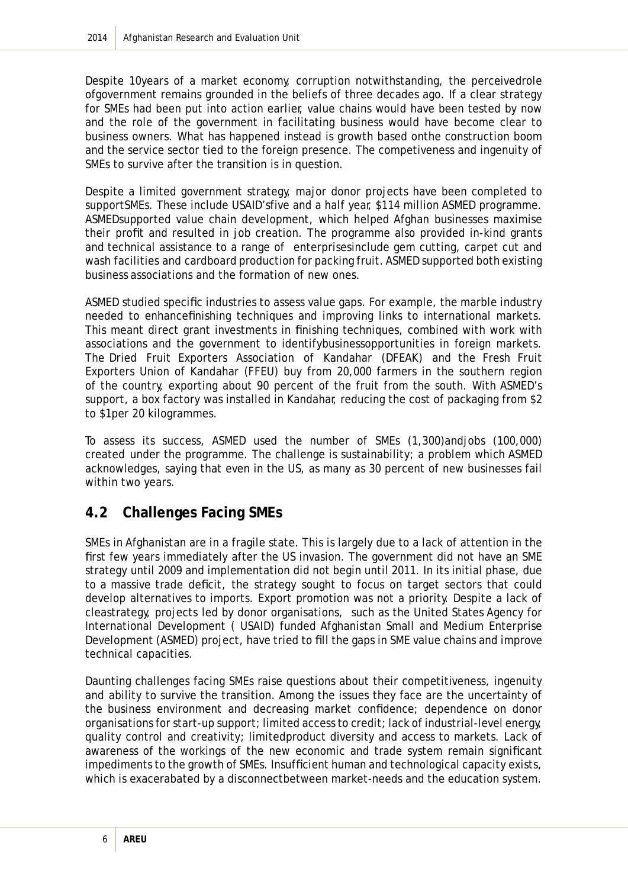Despite 10years of a market economy, corruption notwithstanding, the perceivedrole ofgovernment remains grounded in the beliefs of three decades ago. If a clear strategy for SMEs had been put into action earlier, value chains would have been tested by now and the role of the government in facilitating business would have become clear to business owners. What has happened instead is growth based onthe construction boom and the service sector tied to the foreign presence. The competiveness and ingenuity of SMEs to survive after the transition is in question.

Despite a limited government strategy, major donor projects have been completed to supportSMEs. These include USAID'sfive and a half year, $114 million ASMED programme. ASMEDsupported value chain development, which helped Afghan businesses maximise their profit and resulted in job creation. The programme also provided in-kind grants and technical assistance to a range of enterprisesinclude gem cutting, carpet cut and wash facilities and cardboard production for packing fruit. ASMED supported both existing business associations and the formation of new ones.

ASMED studied specific industries to assess value gaps. For example, the marble industry needed to enhancefinishing techniques and improving links to international markets. This meant direct grant investments in finishing techniques, combined with work with associations and the government to identifybusinessopportunities in foreign markets. The Dried Fruit Exporters Association of Kandahar (DFEAK) and the Fresh Fruit Exporters Union of Kandahar (FFEU) buy from 20,000 farmers in the southern region of the country, exporting about 90 percent of the fruit from the south. With ASMED's support, a box factory was installed in Kandahar, reducing the cost of packaging from $2 to $1per 20 kilogrammes.

To assess its success, ASMED used the number of SMEs (1,300)andjobs (100,000) created under the programme. The challenge is sustainability; a problem which ASMED acknowledges, saying that even in the US, as many as 30 percent of new businesses fail within two years.

## 4.2 Challenges Facing SMEs

SMEs in Afghanistan are in a fragile state. This is largely due to a lack of attention in the first few years immediately after the US invasion. The government did not have an SME strategy until 2009 and implementation did not begin until 2011. In its initial phase, due to a massive trade deficit, the strategy sought to focus on target sectors that could develop alternatives to imports. Export promotion was not a priority. Despite a lack of cleastrategy, projects led by donor organisations, such as the United States Agency for International Development ( USAID) funded Afghanistan Small and Medium Enterprise Development (ASMED) project, have tried to fill the gaps in SME value chains and improve technical capacities.

Daunting challenges facing SMEs raise questions about their competitiveness, ingenuity and ability to survive the transition. Among the issues they face are the uncertainty of the business environment and decreasing market confidence; dependence on donor organisations for start-up support; limited access to credit; lack of industrial-level energy, quality control and creativity; limitedproduct diversity and access to markets. Lack of awareness of the workings of the new economic and trade system remain significant impediments to the growth of SMEs. Insufficient human and technological capacity exists, which is exacerabated by a disconnectbetween market-needs and the education system.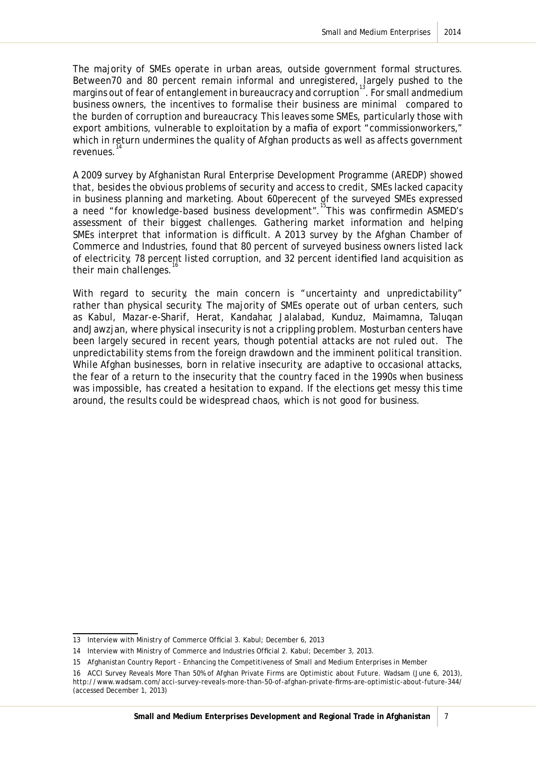The majority of SMEs operate in urban areas, outside government formal structures. Between70 and 80 percent remain informal and unregistered, largely pushed to the margins out of fear of entanglement in bureaucracy and corruption[13]. For small andmedium business owners, the incentives to formalise their business are minimal compared to the burden of corruption and bureaucracy. This leaves some SMEs, particularly those with export ambitions, vulnerable to exploitation by a mafia of export "commissionworkers," which in return undermines the quality of Afghan products as well as affects government revenues.[14]

A 2009 survey by Afghanistan Rural Enterprise Development Programme (AREDP) showed that, besides the obvious problems of security and access to credit, SMEs lacked capacity in business planning and marketing. About 60perecent of the surveyed SMEs expressed a need "for knowledge-based business development".[15] This was confirmedin ASMED's assessment of their biggest challenges. Gathering market information and helping SMEs interpret that information is difficult. A 2013 survey by the Afghan Chamber of Commerce and Industries, found that 80 percent of surveyed business owners listed lack of electricity, 78 percent listed corruption, and 32 percent identified land acquisition as their main challenges.[16]

With regard to security, the main concern is "uncertainty and unpredictability" rather than physical security. The majority of SMEs operate out of urban centers, such as Kabul, Mazar-e-Sharif, Herat, Kandahar, Jalalabad, Kunduz, Maimamna, Taluqan andJawzjan, where physical insecurity is not a crippling problem. Mosturban centers have been largely secured in recent years, though potential attacks are not ruled out. The unpredictability stems from the foreign drawdown and the imminent political transition. While Afghan businesses, born in relative insecurity, are adaptive to occasional attacks, the fear of a return to the insecurity that the country faced in the 1990s when business was impossible, has created a hesitation to expand. If the elections get messy this time around, the results could be widespread chaos, which is not good for business.

---

13 Interview with Ministry of Commerce Official 3. Kabul; December 6, 2013

14 Interview with Ministry of Commerce and Industries Official 2. Kabul; December 3, 2013.

15 Afghanistan Country Report - Enhancing the Competitiveness of Small and Medium Enterprises in Member

16 ACCI Survey Reveals More Than 50% of Afghan Private Firms are Optimistic about Future. Wadsam (June 6, 2013), http://www.wadsam.com/acci-survey-reveals-more-than-50-of-afghan-private-firms-are-optimistic-about-future-344/ (accessed December 1, 2013)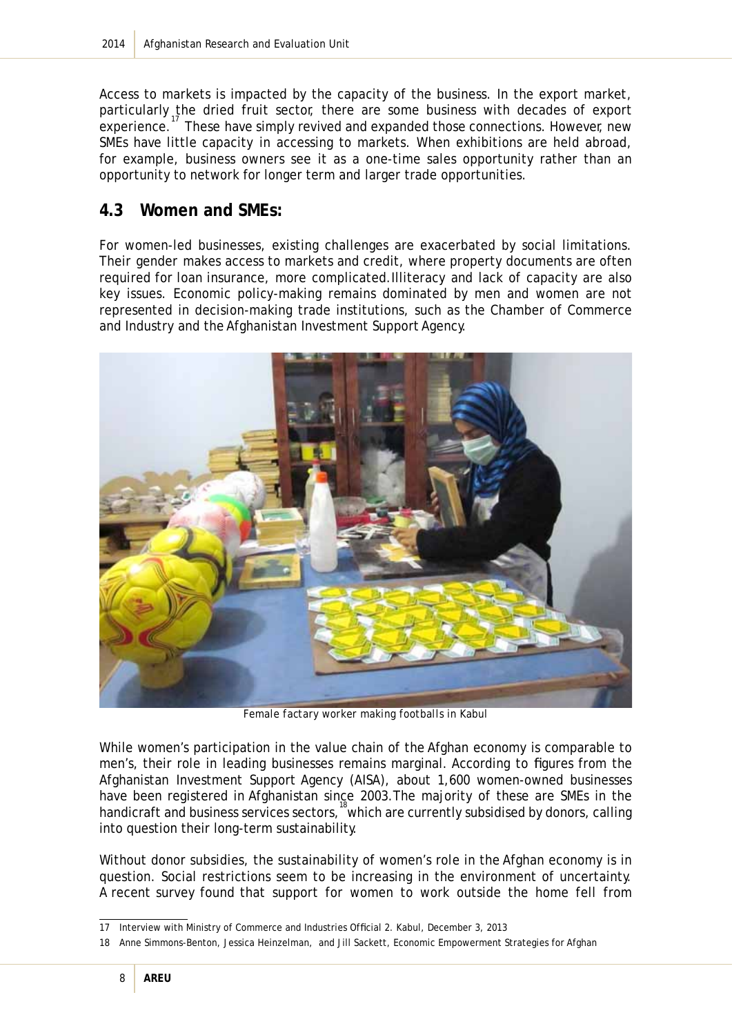Access to markets is impacted by the capacity of the business. In the export market, particularly the dried fruit sector, there are some business with decades of export experience.[17] These have simply revived and expanded those connections. However, new SMEs have little capacity in accessing to markets. When exhibitions are held abroad, for example, business owners see it as a one-time sales opportunity rather than an opportunity to network for longer term and larger trade opportunities.

## 4.3 Women and SMEs:

For women-led businesses, existing challenges are exacerbated by social limitations. Their gender makes access to markets and credit, where property documents are often required for loan insurance, more complicated. Illiteracy and lack of capacity are also key issues. Economic policy-making remains dominated by men and women are not represented in decision-making trade institutions, such as the Chamber of Commerce and Industry and the Afghanistan Investment Support Agency.

*Female factary worker making footballs in Kabul*

While women's participation in the value chain of the Afghan economy is comparable to men's, their role in leading businesses remains marginal. According to figures from the Afghanistan Investment Support Agency (AISA), about 1,600 women-owned businesses have been registered in Afghanistan since 2003. The majority of these are SMEs in the handicraft and business services sectors,[18] which are currently subsidised by donors, calling into question their long-term sustainability.

Without donor subsidies, the sustainability of women's role in the Afghan economy is in question. Social restrictions seem to be increasing in the environment of uncertainty. A recent survey found that support for women to work outside the home fell from

17 Interview with Ministry of Commerce and Industries Official 2. Kabul, December 3, 2013

18 Anne Simmons-Benton, Jessica Heinzelman, and Jill Sackett, Economic Empowerment Strategies for Afghan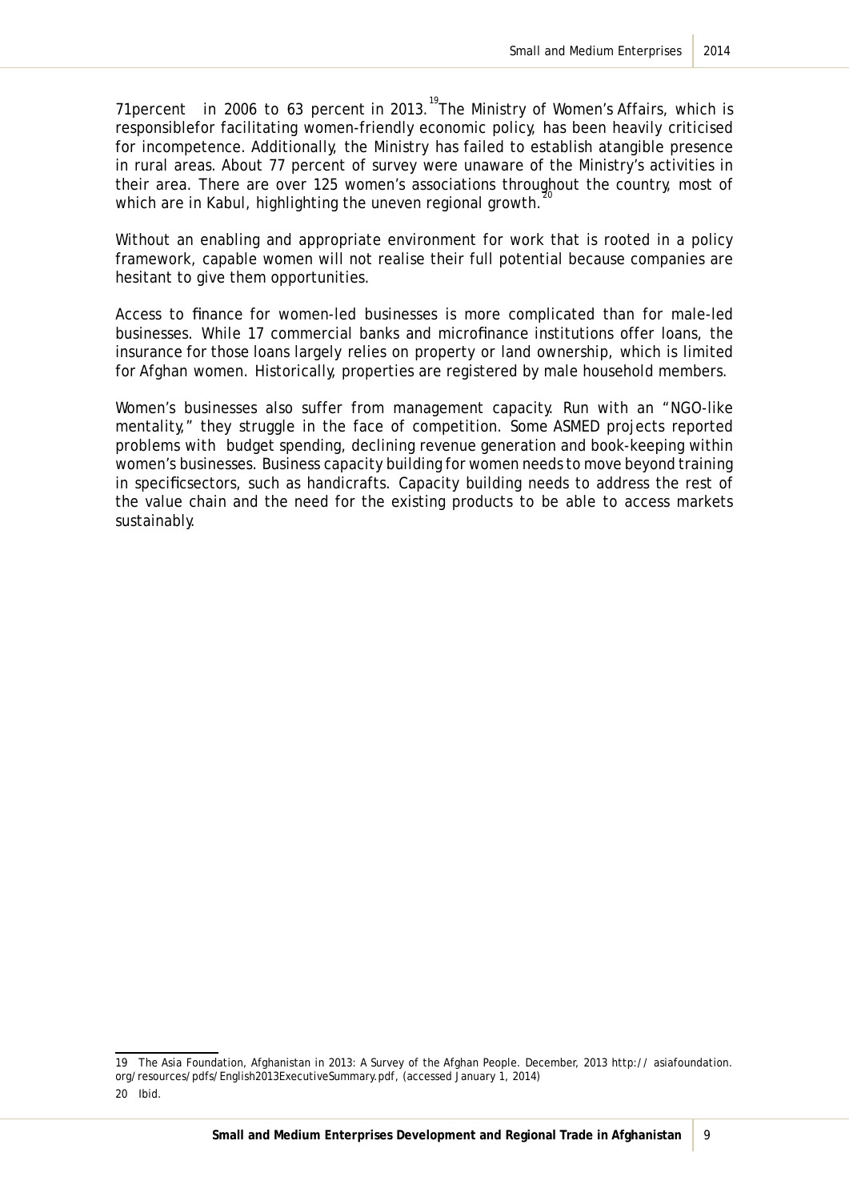71percent in 2006 to 63 percent in 2013.[19] The Ministry of Women's Affairs, which is responsiblefor facilitating women-friendly economic policy, has been heavily criticised for incompetence. Additionally, the Ministry has failed to establish atangible presence in rural areas. About 77 percent of survey were unaware of the Ministry's activities in their area. There are over 125 women's associations throughout the country, most of which are in Kabul, highlighting the uneven regional growth.[20]

Without an enabling and appropriate environment for work that is rooted in a policy framework, capable women will not realise their full potential because companies are hesitant to give them opportunities.

Access to finance for women-led businesses is more complicated than for male-led businesses. While 17 commercial banks and microfinance institutions offer loans, the insurance for those loans largely relies on property or land ownership, which is limited for Afghan women. Historically, properties are registered by male household members.

Women's businesses also suffer from management capacity. Run with an "NGO-like mentality," they struggle in the face of competition. Some ASMED projects reported problems with budget spending, declining revenue generation and book-keeping within women's businesses. Business capacity building for women needs to move beyond training in specificsectors, such as handicrafts. Capacity building needs to address the rest of the value chain and the need for the existing products to be able to access markets sustainably.

---

19 The Asia Foundation, Afghanistan in 2013: A Survey of the Afghan People. December, 2013 http:// asiafoundation.org/resources/pdfs/English2013ExecutiveSummary.pdf, (accessed January 1, 2014)

20 Ibid.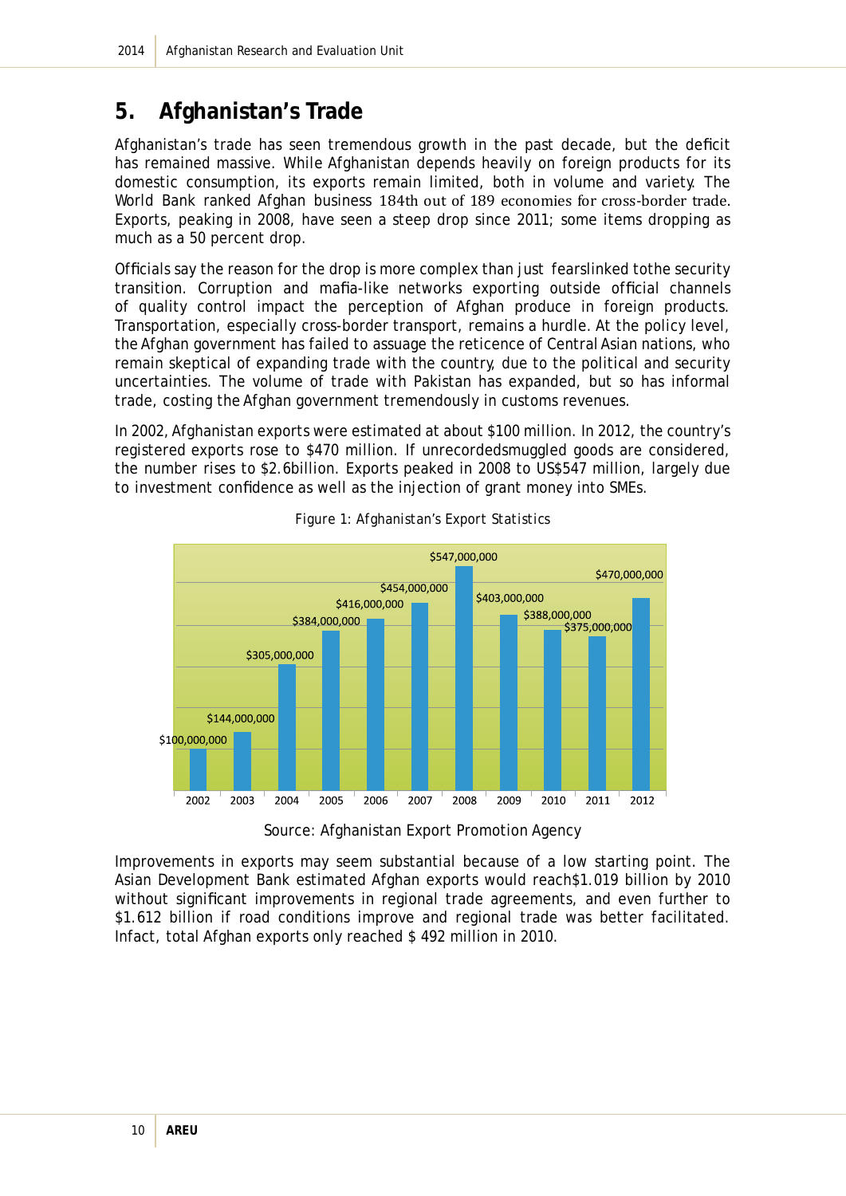# 5. Afghanistan's Trade

Afghanistan's trade has seen tremendous growth in the past decade, but the deficit has remained massive. While Afghanistan depends heavily on foreign products for its domestic consumption, its exports remain limited, both in volume and variety. The World Bank ranked Afghan business 184th out of 189 economies for cross-border trade. Exports, peaking in 2008, have seen a steep drop since 2011; some items dropping as much as a 50 percent drop.

Officials say the reason for the drop is more complex than just fearslinked tothe security transition. Corruption and mafia-like networks exporting outside official channels of quality control impact the perception of Afghan produce in foreign products. Transportation, especially cross-border transport, remains a hurdle. At the policy level, the Afghan government has failed to assuage the reticence of Central Asian nations, who remain skeptical of expanding trade with the country, due to the political and security uncertainties. The volume of trade with Pakistan has expanded, but so has informal trade, costing the Afghan government tremendously in customs revenues.

In 2002, Afghanistan exports were estimated at about $100 million. In 2012, the country's registered exports rose to $470 million. If unrecordedsmuggled goods are considered, the number rises to $2.6billion. Exports peaked in 2008 to US$547 million, largely due to investment confidence as well as the injection of grant money into SMEs.

*Figure 1: Afghanistan's Export Statistics*

| Year | Exports |
|---|---|
| 2002 | $100,000,000 |
| 2003 | $144,000,000 |
| 2004 | $305,000,000 |
| 2005 | $384,000,000 |
| 2006 | $416,000,000 |
| 2007 | $454,000,000 |
| 2008 | $547,000,000 |
| 2009 | $403,000,000 |
| 2010 | $388,000,000 |
| 2011 | $375,000,000 |
| 2012 | $470,000,000 |

Source: Afghanistan Export Promotion Agency

Improvements in exports may seem substantial because of a low starting point. The Asian Development Bank estimated Afghan exports would reach$1.019 billion by 2010 without significant improvements in regional trade agreements, and even further to $1.612 billion if road conditions improve and regional trade was better facilitated. Infact, total Afghan exports only reached $ 492 million in 2010.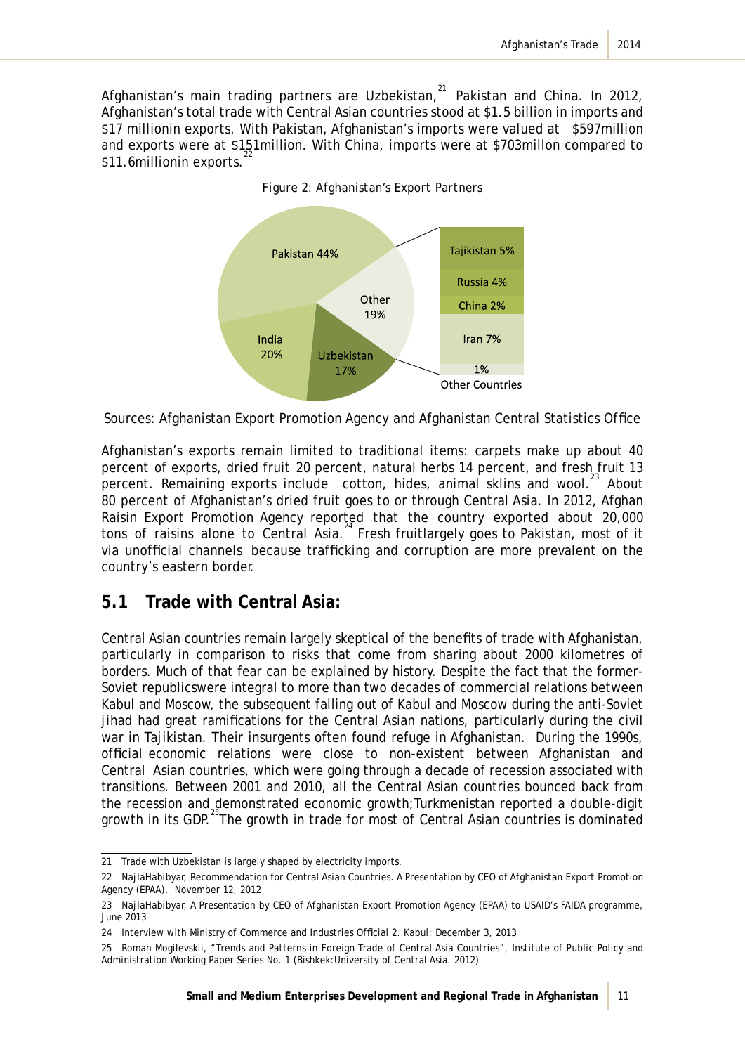Afghanistan's main trading partners are Uzbekistan,[21] Pakistan and China. In 2012, Afghanistan's total trade with Central Asian countries stood at $1.5 billion in imports and $17 millionin exports. With Pakistan, Afghanistan's imports were valued at $597million and exports were at $151million. With China, imports were at $703millon compared to $11.6millionin exports.[22]

Figure 2: Afghanistan's Export Partners

Pakistan 44%
India 20%
Uzbekistan 17%
Other 19%
Tajikistan 5%
Russia 4%
China 2%
Iran 7%
1%
Other Countries

Sources: Afghanistan Export Promotion Agency and Afghanistan Central Statistics Office

Afghanistan's exports remain limited to traditional items: carpets make up about 40 percent of exports, dried fruit 20 percent, natural herbs 14 percent, and fresh fruit 13 percent. Remaining exports include cotton, hides, animal sklins and wool.[23] About 80 percent of Afghanistan's dried fruit goes to or through Central Asia. In 2012, Afghan Raisin Export Promotion Agency reported that the country exported about 20,000 tons of raisins alone to Central Asia.[24] Fresh fruitlargely goes to Pakistan, most of it via unofficial channels because trafficking and corruption are more prevalent on the country's eastern border.

## 5.1 Trade with Central Asia:

Central Asian countries remain largely skeptical of the benefits of trade with Afghanistan, particularly in comparison to risks that come from sharing about 2000 kilometres of borders. Much of that fear can be explained by history. Despite the fact that the former-Soviet republicswere integral to more than two decades of commercial relations between Kabul and Moscow, the subsequent falling out of Kabul and Moscow during the anti-Soviet jihad had great ramifications for the Central Asian nations, particularly during the civil war in Tajikistan. Their insurgents often found refuge in Afghanistan. During the 1990s, official economic relations were close to non-existent between Afghanistan and Central Asian countries, which were going through a decade of recession associated with transitions. Between 2001 and 2010, all the Central Asian countries bounced back from the recession and demonstrated economic growth;Turkmenistan reported a double-digit growth in its GDP.[25] The growth in trade for most of Central Asian countries is dominated

---

21 Trade with Uzbekistan is largely shaped by electricity imports.

22 NajlaHabibyar, Recommendation for Central Asian Countries. A Presentation by CEO of Afghanistan Export Promotion Agency (EPAA), November 12, 2012

23 NajlaHabibyar, A Presentation by CEO of Afghanistan Export Promotion Agency (EPAA) to USAID's FAIDA programme, June 2013

24 Interview with Ministry of Commerce and Industries Official 2. Kabul; December 3, 2013

25 Roman Mogilevskii, "Trends and Patterns in Foreign Trade of Central Asia Countries", Institute of Public Policy and Administration Working Paper Series No. 1 (Bishkek:University of Central Asia. 2012)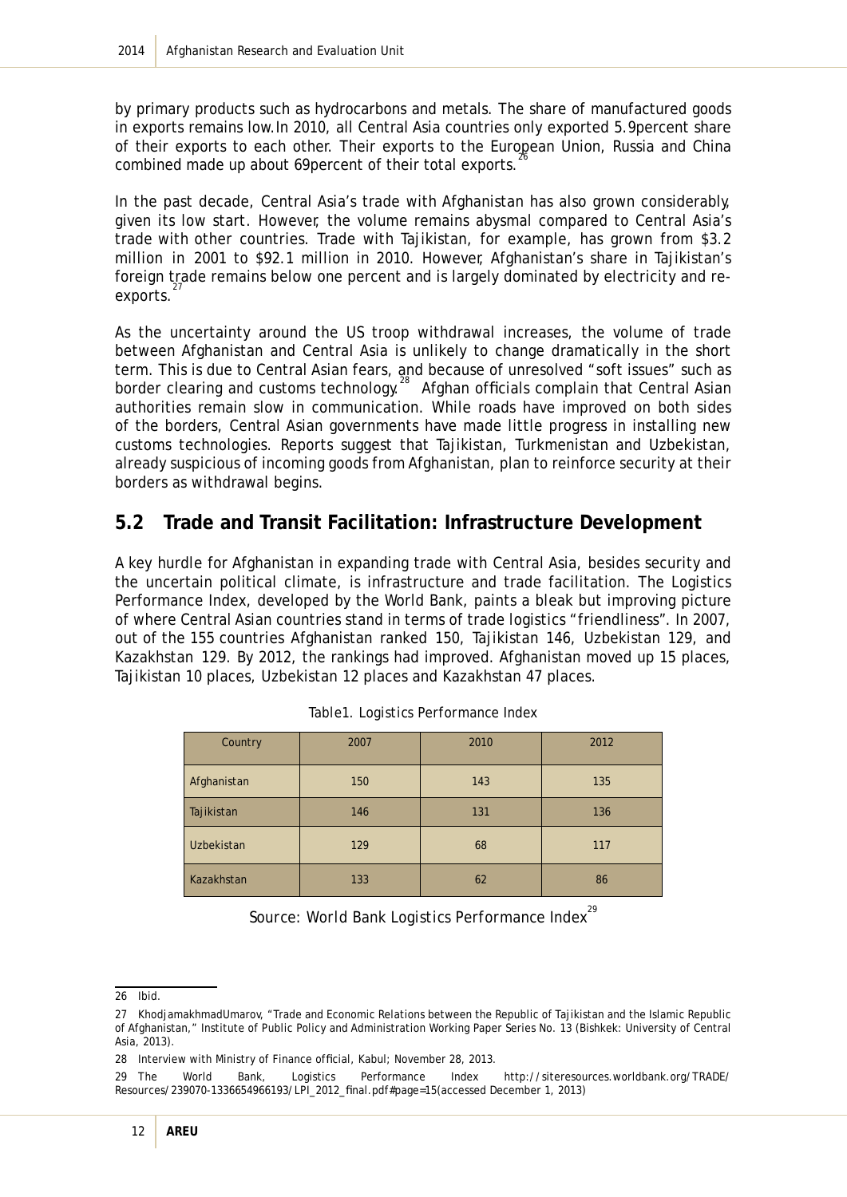by primary products such as hydrocarbons and metals. The share of manufactured goods in exports remains low.In 2010, all Central Asia countries only exported 5.9percent share of their exports to each other. Their exports to the European Union, Russia and China combined made up about 69percent of their total exports.[26]

In the past decade, Central Asia's trade with Afghanistan has also grown considerably, given its low start. However, the volume remains abysmal compared to Central Asia's trade with other countries. Trade with Tajikistan, for example, has grown from $3.2 million in 2001 to $92.1 million in 2010. However, Afghanistan's share in Tajikistan's foreign trade remains below one percent and is largely dominated by electricity and re-exports.[27]

As the uncertainty around the US troop withdrawal increases, the volume of trade between Afghanistan and Central Asia is unlikely to change dramatically in the short term. This is due to Central Asian fears, and because of unresolved "soft issues" such as border clearing and customs technology.[28] Afghan officials complain that Central Asian authorities remain slow in communication. While roads have improved on both sides of the borders, Central Asian governments have made little progress in installing new customs technologies. Reports suggest that Tajikistan, Turkmenistan and Uzbekistan, already suspicious of incoming goods from Afghanistan, plan to reinforce security at their borders as withdrawal begins.

## 5.2 Trade and Transit Facilitation: Infrastructure Development

A key hurdle for Afghanistan in expanding trade with Central Asia, besides security and the uncertain political climate, is infrastructure and trade facilitation. The Logistics Performance Index, developed by the World Bank, paints a bleak but improving picture of where Central Asian countries stand in terms of trade logistics "friendliness". In 2007, out of the 155 countries Afghanistan ranked 150, Tajikistan 146, Uzbekistan 129, and Kazakhstan 129. By 2012, the rankings had improved. Afghanistan moved up 15 places, Tajikistan 10 places, Uzbekistan 12 places and Kazakhstan 47 places.

Table1. Logistics Performance Index

| Country | 2007 | 2010 | 2012 |
|---|---|---|---|
| Afghanistan | 150 | 143 | 135 |
| Tajikistan | 146 | 131 | 136 |
| Uzbekistan | 129 | 68 | 117 |
| Kazakhstan | 133 | 62 | 86 |

Source: World Bank Logistics Performance Index[29]

---

26 Ibid.

27 KhodjamakhmadUmarov, "Trade and Economic Relations between the Republic of Tajikistan and the Islamic Republic of Afghanistan," Institute of Public Policy and Administration Working Paper Series No. 13 (Bishkek: University of Central Asia, 2013).

28 Interview with Ministry of Finance official, Kabul; November 28, 2013.

29 The World Bank, Logistics Performance Index http://siteresources.worldbank.org/TRADE/Resources/239070-1336654966193/LPI_2012_final.pdf#page=15(accessed December 1, 2013)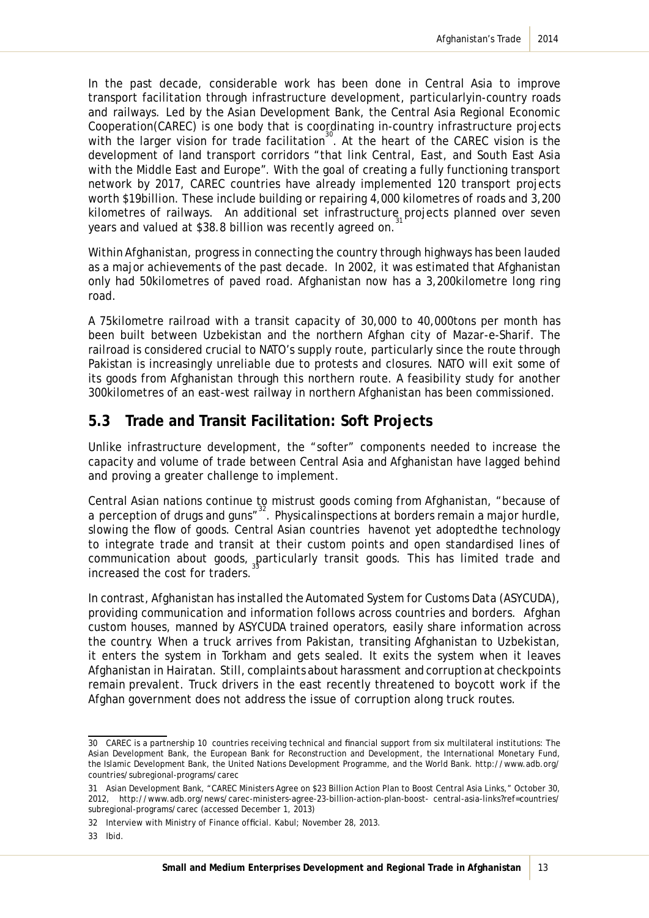In the past decade, considerable work has been done in Central Asia to improve transport facilitation through infrastructure development, particularlyin-country roads and railways. Led by the Asian Development Bank, the Central Asia Regional Economic Cooperation(CAREC) is one body that is coordinating in-country infrastructure projects with the larger vision for trade facilitation[30]. At the heart of the CAREC vision is the development of land transport corridors "that link Central, East, and South East Asia with the Middle East and Europe". With the goal of creating a fully functioning transport network by 2017, CAREC countries have already implemented 120 transport projects worth $19billion. These include building or repairing 4,000 kilometres of roads and 3,200 kilometres of railways. An additional set infrastructure projects planned over seven years and valued at $38.8 billion was recently agreed on.[31]

Within Afghanistan, progress in connecting the country through highways has been lauded as a major achievements of the past decade. In 2002, it was estimated that Afghanistan only had 50kilometres of paved road. Afghanistan now has a 3,200kilometre long ring road.

A 75kilometre railroad with a transit capacity of 30,000 to 40,000tons per month has been built between Uzbekistan and the northern Afghan city of Mazar-e-Sharif. The railroad is considered crucial to NATO's supply route, particularly since the route through Pakistan is increasingly unreliable due to protests and closures. NATO will exit some of its goods from Afghanistan through this northern route. A feasibility study for another 300kilometres of an east-west railway in northern Afghanistan has been commissioned.

## 5.3 Trade and Transit Facilitation: Soft Projects

Unlike infrastructure development, the "softer" components needed to increase the capacity and volume of trade between Central Asia and Afghanistan have lagged behind and proving a greater challenge to implement.

Central Asian nations continue to mistrust goods coming from Afghanistan, "because of a perception of drugs and guns"[32]. Physicalinspections at borders remain a major hurdle, slowing the flow of goods. Central Asian countries havenot yet adoptedthe technology to integrate trade and transit at their custom points and open standardised lines of communication about goods, particularly transit goods. This has limited trade and increased the cost for traders.[33]

In contrast, Afghanistan has installed the Automated System for Customs Data (ASYCUDA), providing communication and information follows across countries and borders. Afghan custom houses, manned by ASYCUDA trained operators, easily share information across the country. When a truck arrives from Pakistan, transiting Afghanistan to Uzbekistan, it enters the system in Torkham and gets sealed. It exits the system when it leaves Afghanistan in Hairatan. Still, complaints about harassment and corruption at checkpoints remain prevalent. Truck drivers in the east recently threatened to boycott work if the Afghan government does not address the issue of corruption along truck routes.

---

30 CAREC is a partnership 10 countries receiving technical and financial support from six multilateral institutions: The Asian Development Bank, the European Bank for Reconstruction and Development, the International Monetary Fund, the Islamic Development Bank, the United Nations Development Programme, and the World Bank. http://www.adb.org/countries/subregional-programs/carec

31 Asian Development Bank, "CAREC Ministers Agree on $23 Billion Action Plan to Boost Central Asia Links," October 30, 2012, http://www.adb.org/news/carec-ministers-agree-23-billion-action-plan-boost- central-asia-links?ref=countries/subregional-programs/carec (accessed December 1, 2013)

32 Interview with Ministry of Finance official. Kabul; November 28, 2013.

33 Ibid.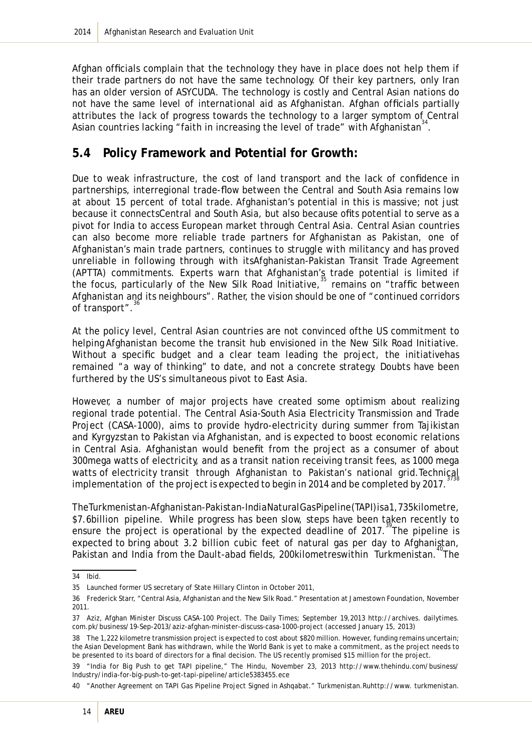Afghan officials complain that the technology they have in place does not help them if their trade partners do not have the same technology. Of their key partners, only Iran has an older version of ASYCUDA. The technology is costly and Central Asian nations do not have the same level of international aid as Afghanistan. Afghan officials partially attributes the lack of progress towards the technology to a larger symptom of Central Asian countries lacking "faith in increasing the level of trade" with Afghanistan[34].

## 5.4 Policy Framework and Potential for Growth:

Due to weak infrastructure, the cost of land transport and the lack of confidence in partnerships, interregional trade-flow between the Central and South Asia remains low at about 15 percent of total trade. Afghanistan's potential in this is massive; not just because it connectsCentral and South Asia, but also because ofits potential to serve as a pivot for India to access European market through Central Asia. Central Asian countries can also become more reliable trade partners for Afghanistan as Pakistan, one of Afghanistan's main trade partners, continues to struggle with militancy and has proved unreliable in following through with itsAfghanistan-Pakistan Transit Trade Agreement (APTTA) commitments. Experts warn that Afghanistan's trade potential is limited if the focus, particularly of the New Silk Road Initiative,[35] remains on "traffic between Afghanistan and its neighbours". Rather, the vision should be one of "continued corridors of transport".[36]

At the policy level, Central Asian countries are not convinced ofthe US commitment to helpingAfghanistan become the transit hub envisioned in the New Silk Road Initiative. Without a specific budget and a clear team leading the project, the initiativehas remained "a way of thinking" to date, and not a concrete strategy. Doubts have been furthered by the US's simultaneous pivot to East Asia.

However, a number of major projects have created some optimism about realizing regional trade potential. The Central Asia-South Asia Electricity Transmission and Trade Project (CASA-1000), aims to provide hydro-electricity during summer from Tajikistan and Kyrgyzstan to Pakistan via Afghanistan, and is expected to boost economic relations in Central Asia. Afghanistan would benefit from the project as a consumer of about 300mega watts of electricity, and as a transit nation receiving transit fees, as 1000 mega watts of electricity transit through Afghanistan to Pakistan's national grid.Technical implementation of the project is expected to begin in 2014 and be completed by 2017.[37][38]

TheTurkmenistan-Afghanistan-Pakistan-IndiaNaturalGasPipeline(TAPI)isa1,735kilometre, $7.6billion pipeline. While progress has been slow, steps have been taken recently to ensure the project is operational by the expected deadline of 2017.[39] The pipeline is expected to bring about 3.2 billion cubic feet of natural gas per day to Afghanistan, Pakistan and India from the Dault-abad fields, 200kilometreswithin Turkmenistan.[40] The

---

34 Ibid.

35 Launched former US secretary of State Hillary Clinton in October 2011,

36 Frederick Starr, "Central Asia, Afghanistan and the New Silk Road." Presentation at Jamestown Foundation, November 2011.

37 Aziz, Afghan Minister Discuss CASA-100 Project. The Daily Times; September 19,2013 http://archives. dailytimes. com.pk/business/19-Sep-2013/aziz-afghan-minister-discuss-casa-1000-project (accessed January 15, 2013)

38 The 1,222 kilometre transmission project is expected to cost about $820 million. However, funding remains uncertain; the Asian Development Bank has withdrawn, while the World Bank is yet to make a commitment, as the project needs to be presented to its board of directors for a final decision. The US recently promised $15 million for the project.

39 "India for Big Push to get TAPI pipeline," The Hindu, November 23, 2013 http://www.thehindu.com/business/ Industry/india-for-big-push-to-get-tapi-pipeline/article5383455.ece

40 "Another Agreement on TAPI Gas Pipeline Project Signed in Ashqabat." Turkmenistan.Ruhttp://www. turkmenistan.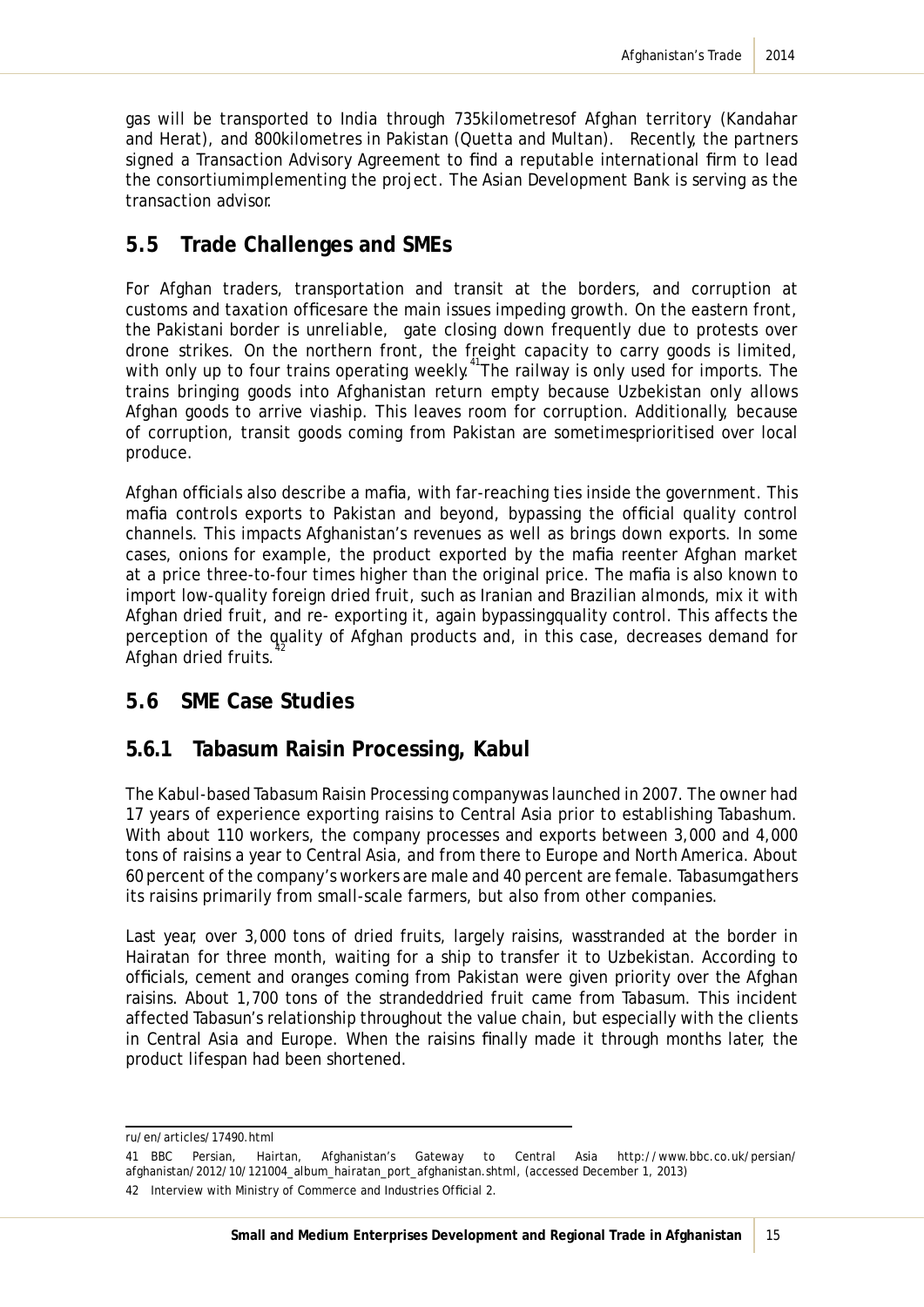gas will be transported to India through 735kilometresof Afghan territory (Kandahar and Herat), and 800kilometres in Pakistan (Quetta and Multan). Recently, the partners signed a Transaction Advisory Agreement to find a reputable international firm to lead the consortiumimplementing the project. The Asian Development Bank is serving as the transaction advisor.

## 5.5 Trade Challenges and SMEs

For Afghan traders, transportation and transit at the borders, and corruption at customs and taxation officesare the main issues impeding growth. On the eastern front, the Pakistani border is unreliable, gate closing down frequently due to protests over drone strikes. On the northern front, the freight capacity to carry goods is limited, with only up to four trains operating weekly.[41] The railway is only used for imports. The trains bringing goods into Afghanistan return empty because Uzbekistan only allows Afghan goods to arrive viaship. This leaves room for corruption. Additionally, because of corruption, transit goods coming from Pakistan are sometimesprioritised over local produce.

Afghan officials also describe a mafia, with far-reaching ties inside the government. This mafia controls exports to Pakistan and beyond, bypassing the official quality control channels. This impacts Afghanistan's revenues as well as brings down exports. In some cases, onions for example, the product exported by the mafia reenter Afghan market at a price three-to-four times higher than the original price. The mafia is also known to import low-quality foreign dried fruit, such as Iranian and Brazilian almonds, mix it with Afghan dried fruit, and re- exporting it, again bypassingquality control. This affects the perception of the quality of Afghan products and, in this case, decreases demand for Afghan dried fruits.[42]

## 5.6 SME Case Studies

### 5.6.1 Tabasum Raisin Processing, Kabul

The Kabul-based Tabasum Raisin Processing companywas launched in 2007. The owner had 17 years of experience exporting raisins to Central Asia prior to establishing Tabashum. With about 110 workers, the company processes and exports between 3,000 and 4,000 tons of raisins a year to Central Asia, and from there to Europe and North America. About 60 percent of the company's workers are male and 40 percent are female. Tabasumgathers its raisins primarily from small-scale farmers, but also from other companies.

Last year, over 3,000 tons of dried fruits, largely raisins, wasstranded at the border in Hairatan for three month, waiting for a ship to transfer it to Uzbekistan. According to officials, cement and oranges coming from Pakistan were given priority over the Afghan raisins. About 1,700 tons of the strandeddried fruit came from Tabasum. This incident affected Tabasun's relationship throughout the value chain, but especially with the clients in Central Asia and Europe. When the raisins finally made it through months later, the product lifespan had been shortened.

---

ru/en/articles/17490.html

41 BBC Persian, Hairtan, Afghanistan's Gateway to Central Asia http://www.bbc.co.uk/persian/afghanistan/2012/10/121004_album_hairatan_port_afghanistan.shtml, (accessed December 1, 2013)

42 Interview with Ministry of Commerce and Industries Official 2.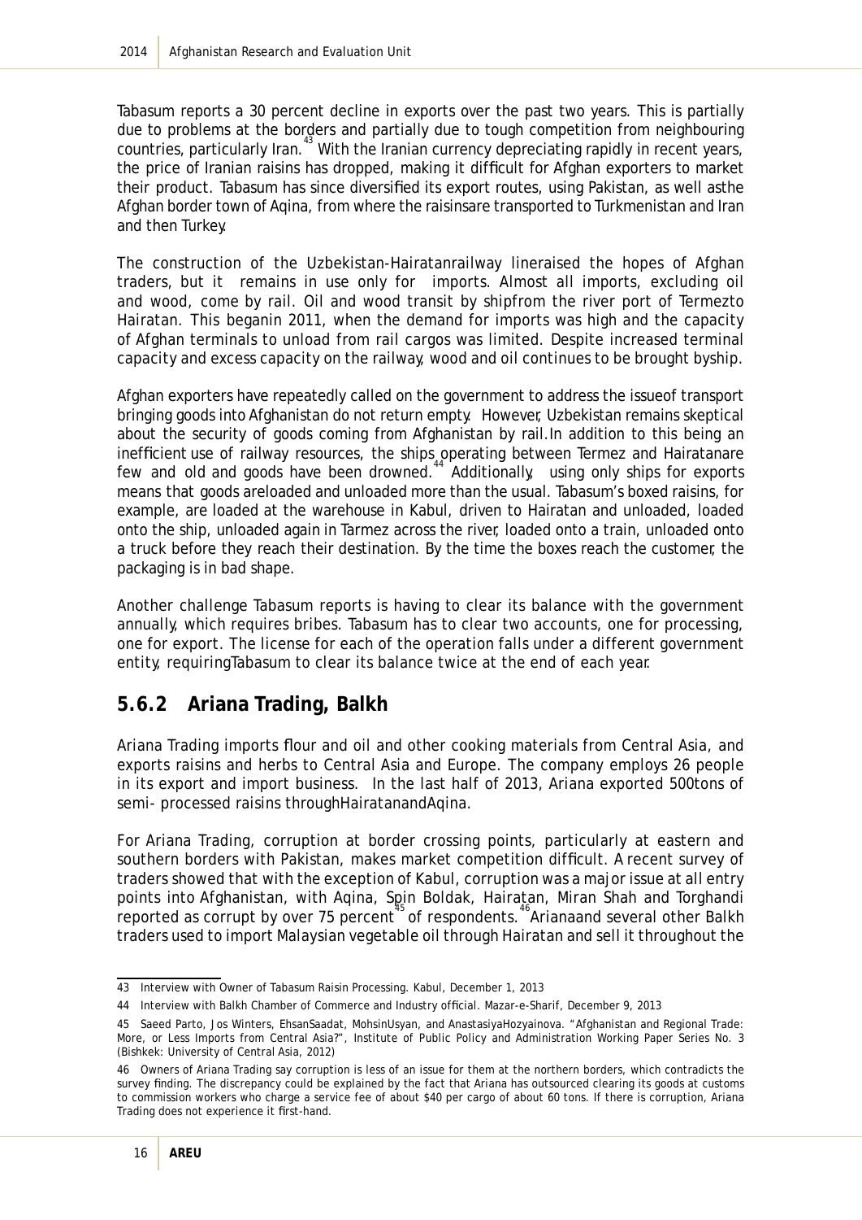Tabasum reports a 30 percent decline in exports over the past two years. This is partially due to problems at the borders and partially due to tough competition from neighbouring countries, particularly Iran.[43] With the Iranian currency depreciating rapidly in recent years, the price of Iranian raisins has dropped, making it difficult for Afghan exporters to market their product. Tabasum has since diversified its export routes, using Pakistan, as well asthe Afghan border town of Aqina, from where the raisinsare transported to Turkmenistan and Iran and then Turkey.

The construction of the Uzbekistan-Hairatanrailway lineraised the hopes of Afghan traders, but it remains in use only for imports. Almost all imports, excluding oil and wood, come by rail. Oil and wood transit by shipfrom the river port of Termezto Hairatan. This beganin 2011, when the demand for imports was high and the capacity of Afghan terminals to unload from rail cargos was limited. Despite increased terminal capacity and excess capacity on the railway, wood and oil continues to be brought byship.

Afghan exporters have repeatedly called on the government to address the issueof transport bringing goods into Afghanistan do not return empty. However, Uzbekistan remains skeptical about the security of goods coming from Afghanistan by rail.In addition to this being an inefficient use of railway resources, the ships operating between Termez and Hairatanare few and old and goods have been drowned.[44] Additionally, using only ships for exports means that goods areloaded and unloaded more than the usual. Tabasum's boxed raisins, for example, are loaded at the warehouse in Kabul, driven to Hairatan and unloaded, loaded onto the ship, unloaded again in Tarmez across the river, loaded onto a train, unloaded onto a truck before they reach their destination. By the time the boxes reach the customer, the packaging is in bad shape.

Another challenge Tabasum reports is having to clear its balance with the government annually, which requires bribes. Tabasum has to clear two accounts, one for processing, one for export. The license for each of the operation falls under a different government entity, requiringTabasum to clear its balance twice at the end of each year.

### 5.6.2 Ariana Trading, Balkh

Ariana Trading imports flour and oil and other cooking materials from Central Asia, and exports raisins and herbs to Central Asia and Europe. The company employs 26 people in its export and import business. In the last half of 2013, Ariana exported 500tons of semi- processed raisins throughHairatanandAqina.

For Ariana Trading, corruption at border crossing points, particularly at eastern and southern borders with Pakistan, makes market competition difficult. A recent survey of traders showed that with the exception of Kabul, corruption was a major issue at all entry points into Afghanistan, with Aqina, Spin Boldak, Hairatan, Miran Shah and Torghandi reported as corrupt by over 75 percent[45] of respondents.[46] Arianaand several other Balkh traders used to import Malaysian vegetable oil through Hairatan and sell it throughout the

---

43 Interview with Owner of Tabasum Raisin Processing. Kabul, December 1, 2013

44 Interview with Balkh Chamber of Commerce and Industry official. Mazar-e-Sharif, December 9, 2013

45 Saeed Parto, Jos Winters, EhsanSaadat, MohsinUsyan, and AnastasiyaHozyainova. "Afghanistan and Regional Trade: More, or Less Imports from Central Asia?", Institute of Public Policy and Administration Working Paper Series No. 3 (Bishkek: University of Central Asia, 2012)

46 Owners of Ariana Trading say corruption is less of an issue for them at the northern borders, which contradicts the survey finding. The discrepancy could be explained by the fact that Ariana has outsourced clearing its goods at customs to commission workers who charge a service fee of about $40 per cargo of about 60 tons. If there is corruption, Ariana Trading does not experience it first-hand.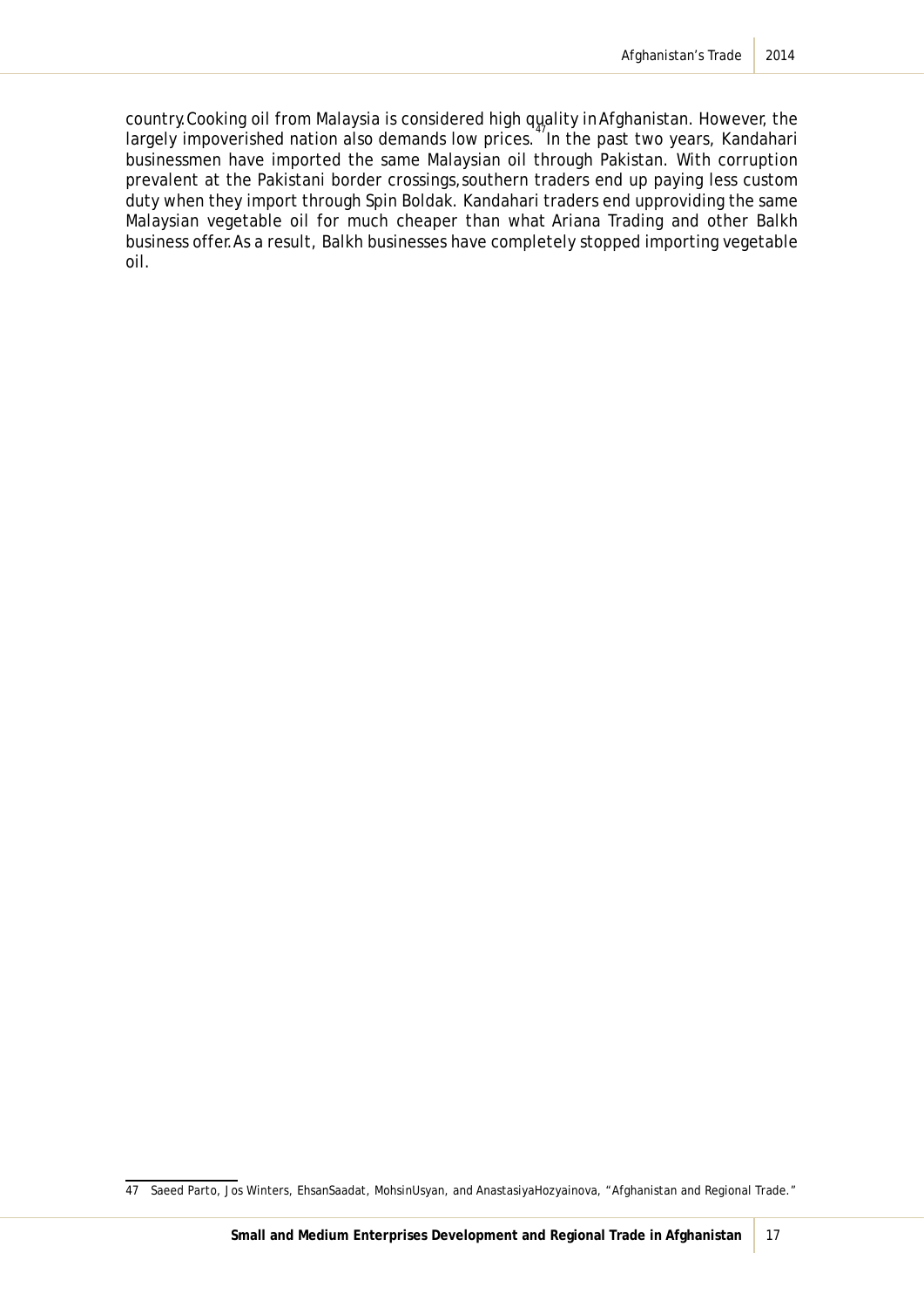country.Cooking oil from Malaysia is considered high quality in Afghanistan. However, the largely impoverished nation also demands low prices.[47] In the past two years, Kandahari businessmen have imported the same Malaysian oil through Pakistan. With corruption prevalent at the Pakistani border crossings, southern traders end up paying less custom duty when they import through Spin Boldak. Kandahari traders end upproviding the same Malaysian vegetable oil for much cheaper than what Ariana Trading and other Balkh business offer.As a result, Balkh businesses have completely stopped importing vegetable oil.

---

47 Saeed Parto, Jos Winters, EhsanSaadat, MohsinUsyan, and AnastasiyaHozyainova, "Afghanistan and Regional Trade."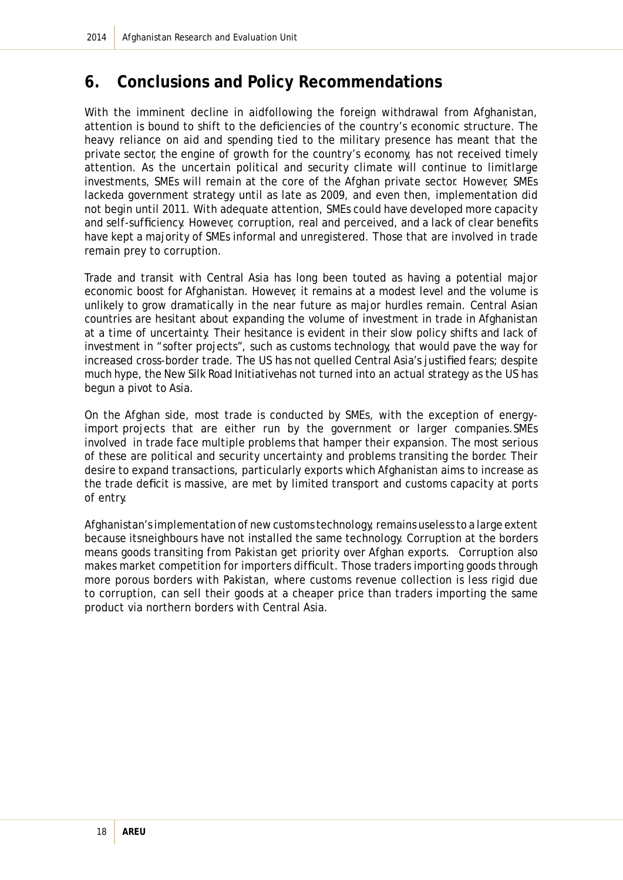## 6. Conclusions and Policy Recommendations

With the imminent decline in aidfollowing the foreign withdrawal from Afghanistan, attention is bound to shift to the deficiencies of the country's economic structure. The heavy reliance on aid and spending tied to the military presence has meant that the private sector, the engine of growth for the country's economy, has not received timely attention. As the uncertain political and security climate will continue to limitlarge investments, SMEs will remain at the core of the Afghan private sector. However, SMEs lackeda government strategy until as late as 2009, and even then, implementation did not begin until 2011. With adequate attention, SMEs could have developed more capacity and self-sufficiency. However, corruption, real and perceived, and a lack of clear benefits have kept a majority of SMEs informal and unregistered. Those that are involved in trade remain prey to corruption.

Trade and transit with Central Asia has long been touted as having a potential major economic boost for Afghanistan. However, it remains at a modest level and the volume is unlikely to grow dramatically in the near future as major hurdles remain. Central Asian countries are hesitant about expanding the volume of investment in trade in Afghanistan at a time of uncertainty. Their hesitance is evident in their slow policy shifts and lack of investment in "softer projects", such as customs technology, that would pave the way for increased cross-border trade. The US has not quelled Central Asia's justified fears; despite much hype, the New Silk Road Initiativehas not turned into an actual strategy as the US has begun a pivot to Asia.

On the Afghan side, most trade is conducted by SMEs, with the exception of energy-import projects that are either run by the government or larger companies.SMEs involved in trade face multiple problems that hamper their expansion. The most serious of these are political and security uncertainty and problems transiting the border. Their desire to expand transactions, particularly exports which Afghanistan aims to increase as the trade deficit is massive, are met by limited transport and customs capacity at ports of entry.

Afghanistan's implementation of new customs technology, remains useless to a large extent because itsneighbours have not installed the same technology. Corruption at the borders means goods transiting from Pakistan get priority over Afghan exports. Corruption also makes market competition for importers difficult. Those traders importing goods through more porous borders with Pakistan, where customs revenue collection is less rigid due to corruption, can sell their goods at a cheaper price than traders importing the same product via northern borders with Central Asia.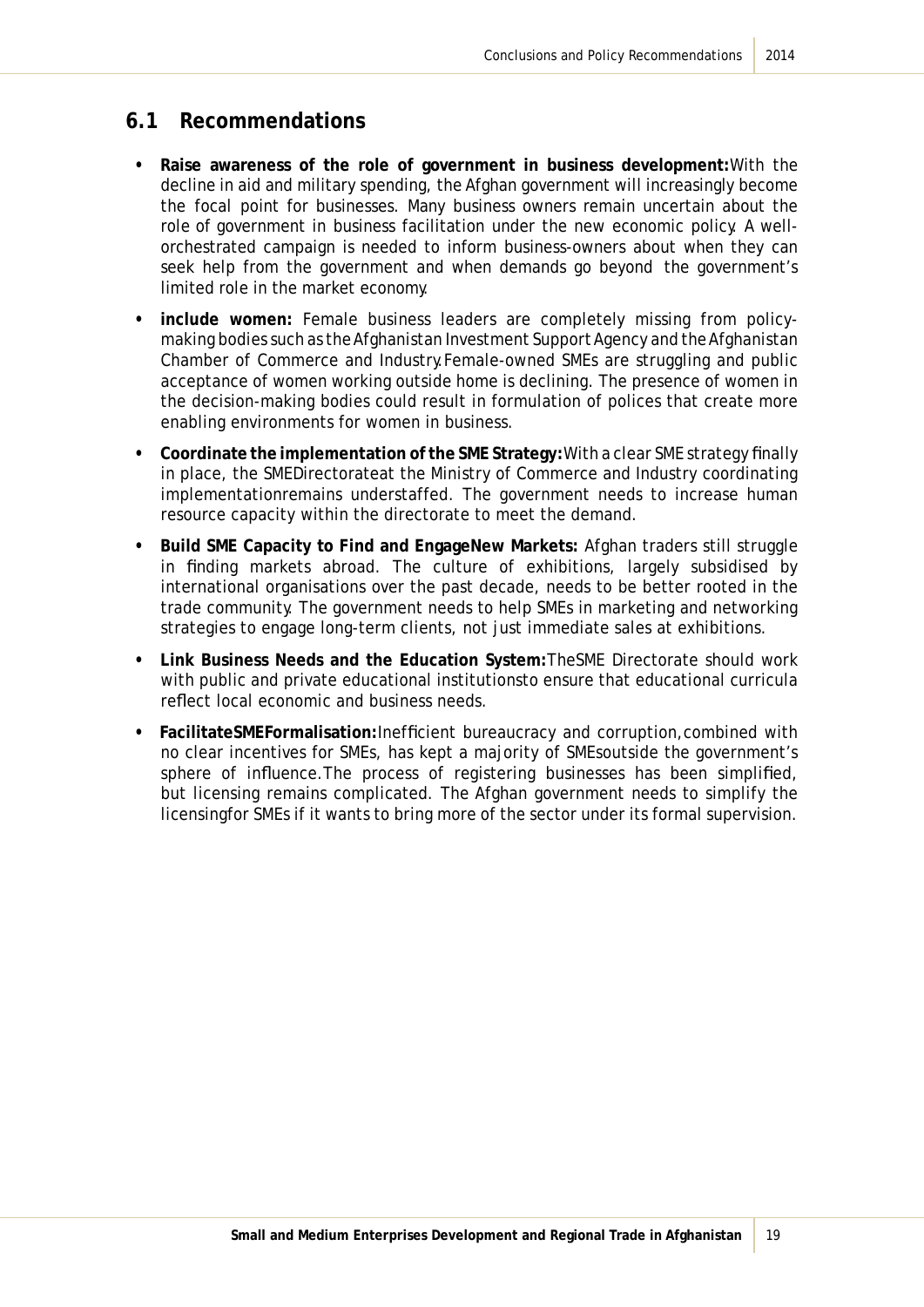## 6.1 Recommendations

- **Raise awareness of the role of government in business development:** With the decline in aid and military spending, the Afghan government will increasingly become the focal point for businesses. Many business owners remain uncertain about the role of government in business facilitation under the new economic policy. A well-orchestrated campaign is needed to inform business-owners about when they can seek help from the government and when demands go beyond the government's limited role in the market economy.
- **include women:** Female business leaders are completely missing from policy-making bodies such as the Afghanistan Investment Support Agency and the Afghanistan Chamber of Commerce and Industry. Female-owned SMEs are struggling and public acceptance of women working outside home is declining. The presence of women in the decision-making bodies could result in formulation of polices that create more enabling environments for women in business.
- **Coordinate the implementation of the SME Strategy:** With a clear SME strategy finally in place, the SMEDirectorateat the Ministry of Commerce and Industry coordinating implementationremains understaffed. The government needs to increase human resource capacity within the directorate to meet the demand.
- **Build SME Capacity to Find and EngageNew Markets:** Afghan traders still struggle in finding markets abroad. The culture of exhibitions, largely subsidised by international organisations over the past decade, needs to be better rooted in the trade community. The government needs to help SMEs in marketing and networking strategies to engage long-term clients, not just immediate sales at exhibitions.
- **Link Business Needs and the Education System:** TheSME Directorate should work with public and private educational institutionsto ensure that educational curricula reflect local economic and business needs.
- **FacilitateSMEFormalisation:** Inefficient bureaucracy and corruption, combined with no clear incentives for SMEs, has kept a majority of SMEsoutside the government's sphere of influence. The process of registering businesses has been simplified, but licensing remains complicated. The Afghan government needs to simplify the licensingfor SMEs if it wants to bring more of the sector under its formal supervision.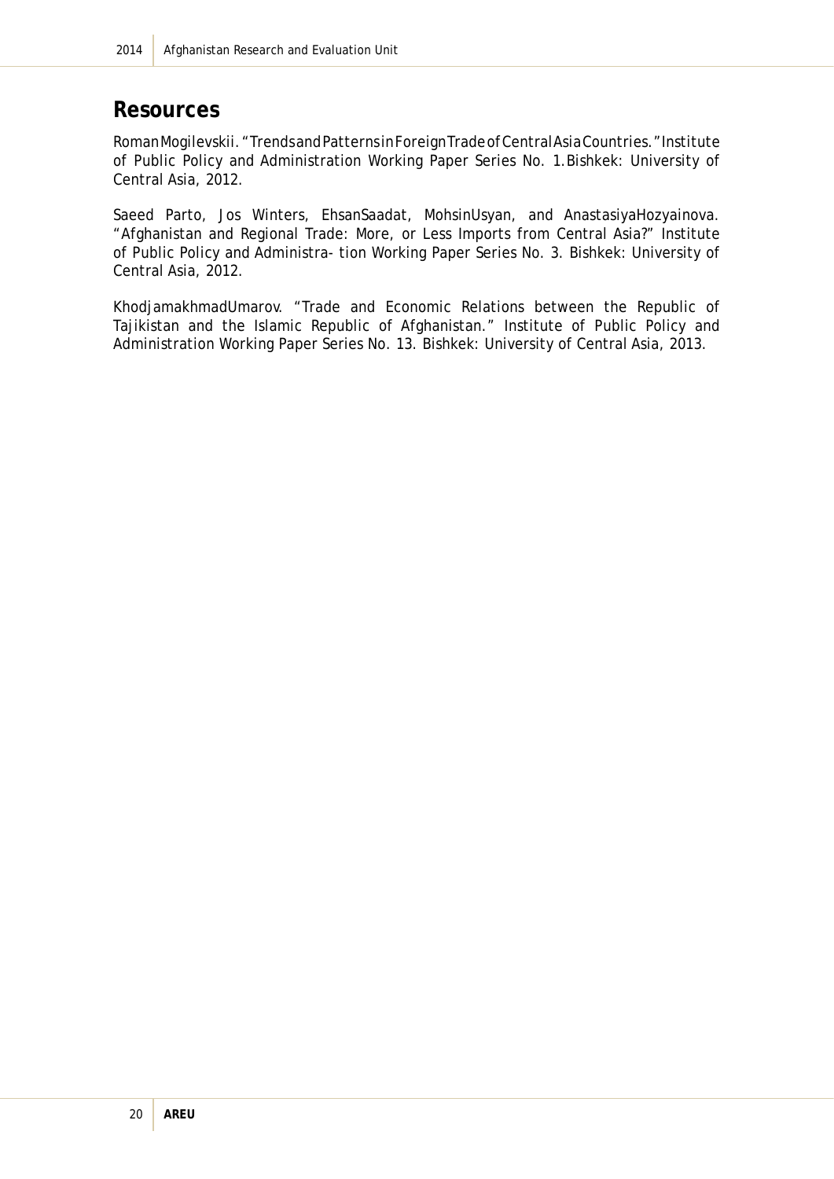## Resources

RomanMogilevskii. "TrendsandPatternsinForeignTradeofCentralAsiaCountries." Institute of Public Policy and Administration Working Paper Series No. 1.Bishkek: University of Central Asia, 2012.

Saeed Parto, Jos Winters, EhsanSaadat, MohsinUsyan, and AnastasiyaHozyainova. "Afghanistan and Regional Trade: More, or Less Imports from Central Asia?" Institute of Public Policy and Administra- tion Working Paper Series No. 3. Bishkek: University of Central Asia, 2012.

KhodjamakhmadUmarov. "Trade and Economic Relations between the Republic of Tajikistan and the Islamic Republic of Afghanistan." Institute of Public Policy and Administration Working Paper Series No. 13. Bishkek: University of Central Asia, 2013.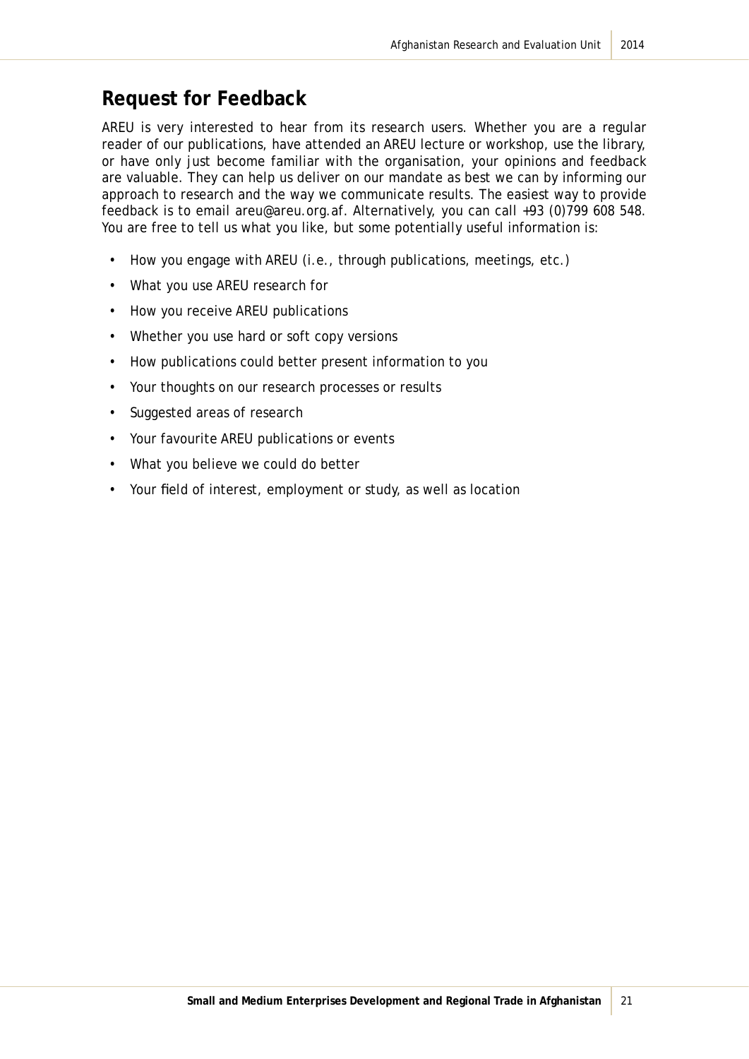## Request for Feedback

AREU is very interested to hear from its research users. Whether you are a regular reader of our publications, have attended an AREU lecture or workshop, use the library, or have only just become familiar with the organisation, your opinions and feedback are valuable. They can help us deliver on our mandate as best we can by informing our approach to research and the way we communicate results. The easiest way to provide feedback is to email areu@areu.org.af. Alternatively, you can call +93 (0)799 608 548. You are free to tell us what you like, but some potentially useful information is:

- How you engage with AREU (i.e., through publications, meetings, etc.)
- What you use AREU research for
- How you receive AREU publications
- Whether you use hard or soft copy versions
- How publications could better present information to you
- Your thoughts on our research processes or results
- Suggested areas of research
- Your favourite AREU publications or events
- What you believe we could do better
- Your field of interest, employment or study, as well as location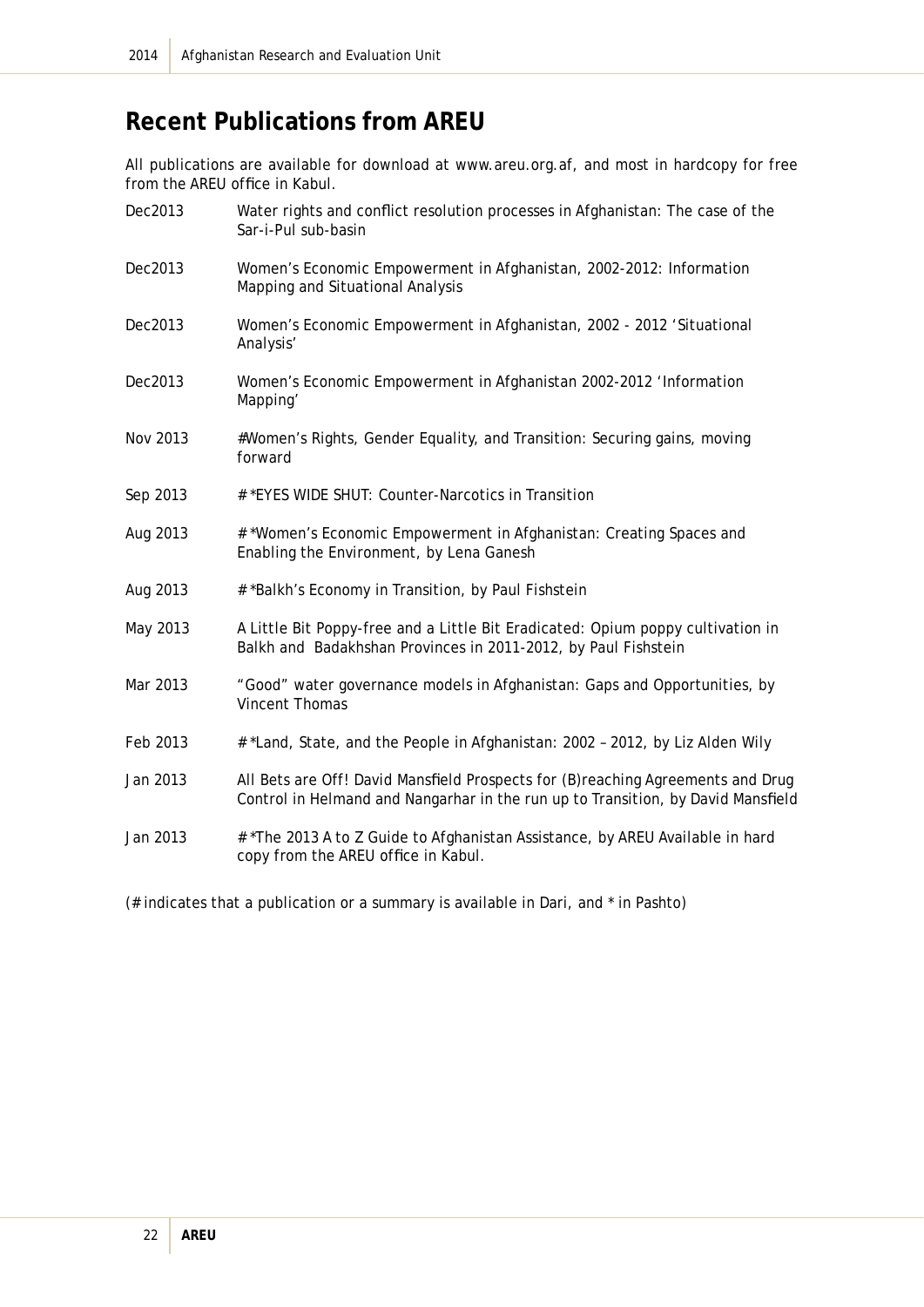## Recent Publications from AREU

All publications are available for download at www.areu.org.af, and most in hardcopy for free from the AREU office in Kabul.

| | |
|---|---|
| Dec2013 | Water rights and conflict resolution processes in Afghanistan: The case of the Sar-i-Pul sub-basin |
| Dec2013 | Women's Economic Empowerment in Afghanistan, 2002-2012: Information Mapping and Situational Analysis |
| Dec2013 | Women's Economic Empowerment in Afghanistan, 2002 - 2012 'Situational Analysis' |
| Dec2013 | Women's Economic Empowerment in Afghanistan 2002-2012 'Information Mapping' |
| Nov 2013 | #Women's Rights, Gender Equality, and Transition: Securing gains, moving forward |
| Sep 2013 | # *EYES WIDE SHUT: Counter-Narcotics in Transition |
| Aug 2013 | # *Women's Economic Empowerment in Afghanistan: Creating Spaces and Enabling the Environment, by Lena Ganesh |
| Aug 2013 | # *Balkh's Economy in Transition, by Paul Fishstein |
| May 2013 | A Little Bit Poppy-free and a Little Bit Eradicated: Opium poppy cultivation in Balkh and Badakhshan Provinces in 2011-2012, by Paul Fishstein |
| Mar 2013 | "Good" water governance models in Afghanistan: Gaps and Opportunities, by Vincent Thomas |
| Feb 2013 | # *Land, State, and the People in Afghanistan: 2002 – 2012, by Liz Alden Wily |
| Jan 2013 | All Bets are Off! David Mansfield Prospects for (B)reaching Agreements and Drug Control in Helmand and Nangarhar in the run up to Transition, by David Mansfield |
| Jan 2013 | # *The 2013 A to Z Guide to Afghanistan Assistance, by AREU Available in hard copy from the AREU office in Kabul. |

(# indicates that a publication or a summary is available in Dari, and * in Pashto)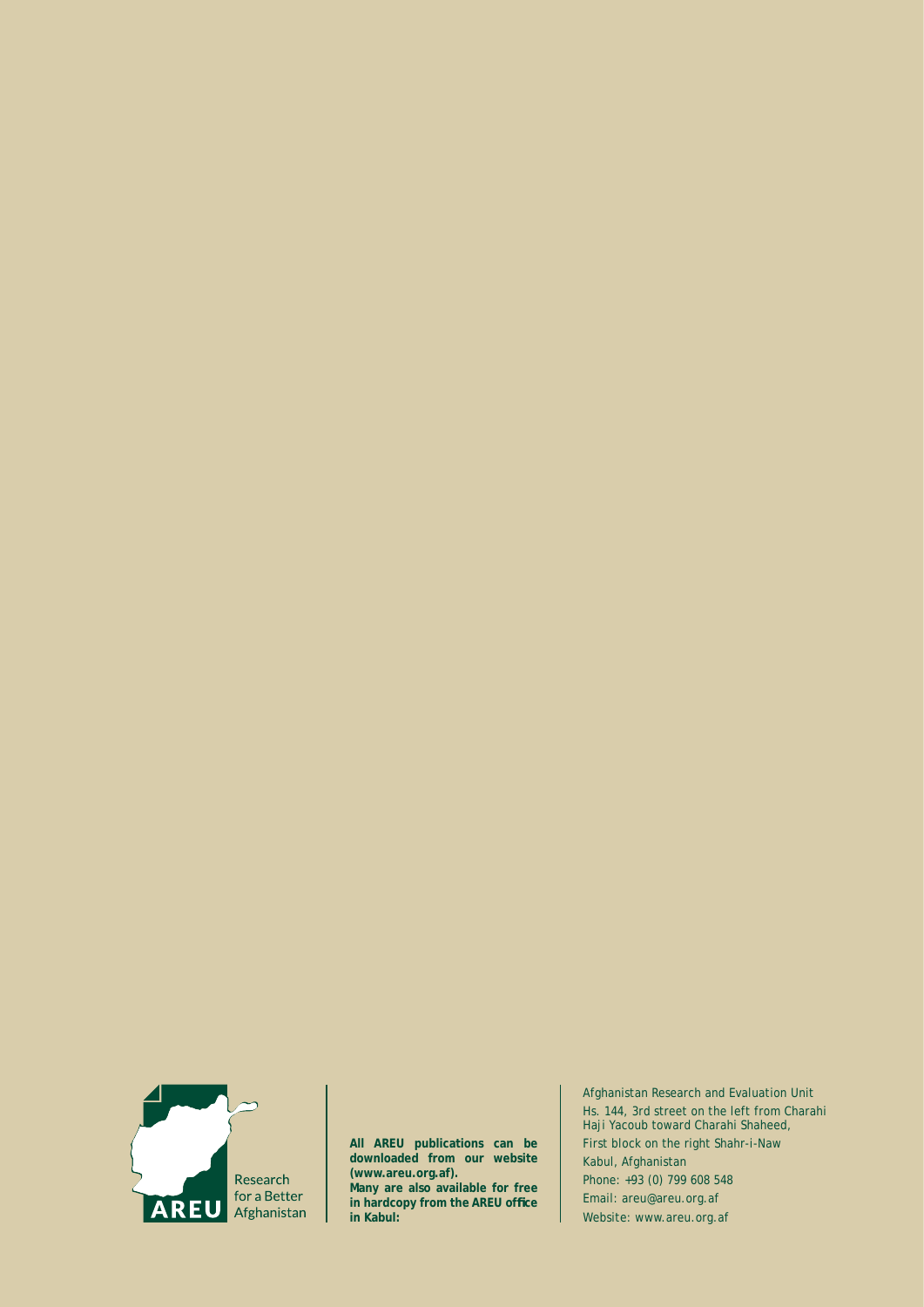AREU

Research for a Better Afghanistan

**All AREU publications can be downloaded from our website (www.areu.org.af). Many are also available for free in hardcopy from the AREU office in Kabul:**

Afghanistan Research and Evaluation Unit
Hs. 144, 3rd street on the left from Charahi Haji Yacoub toward Charahi Shaheed,
First block on the right Shahr-i-Naw
Kabul, Afghanistan
Phone: +93 (0) 799 608 548
Email: areu@areu.org.af
Website: www.areu.org.af